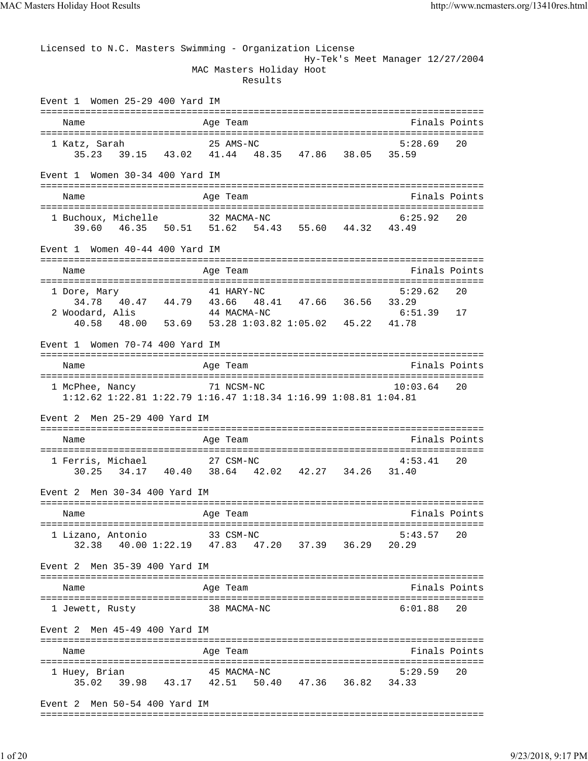Licensed to N.C. Masters Swimming - Organization License
Hy-Tek's Meet Manager 12/27/2004

# MAC Masters Holiday Hoot
## Results

### Event 1 Women 25-29 400 Yard IM

| Name | Age | Team | Finals | Points |
|---|---|---|---|---|
| 1 Katz, Sarah | 25 | AMS-NC | 5:28.69 | 20 |

35.23 39.15 43.02 41.44 48.35 47.86 38.05 35.59

### Event 1 Women 30-34 400 Yard IM

| Name | Age | Team | Finals | Points |
|---|---|---|---|---|
| 1 Buchoux, Michelle | 32 | MACMA-NC | 6:25.92 | 20 |

39.60 46.35 50.51 51.62 54.43 55.60 44.32 43.49

### Event 1 Women 40-44 400 Yard IM

| Name | Age | Team | Finals | Points |
|---|---|---|---|---|
| 1 Dore, Mary | 41 | HARY-NC | 5:29.62 | 20 |
| 2 Woodard, Alis | 44 | MACMA-NC | 6:51.39 | 17 |

Dore, Mary: 34.78 40.47 44.79 43.66 48.41 47.66 36.56 33.29

Woodard, Alis: 40.58 48.00 53.69 53.28 1:03.82 1:05.02 45.22 41.78

### Event 1 Women 70-74 400 Yard IM

| Name | Age | Team | Finals | Points |
|---|---|---|---|---|
| 1 McPhee, Nancy | 71 | NCSM-NC | 10:03.64 | 20 |

1:12.62 1:22.81 1:22.79 1:16.47 1:18.34 1:16.99 1:08.81 1:04.81

### Event 2 Men 25-29 400 Yard IM

| Name | Age | Team | Finals | Points |
|---|---|---|---|---|
| 1 Ferris, Michael | 27 | CSM-NC | 4:53.41 | 20 |

30.25 34.17 40.40 38.64 42.02 42.27 34.26 31.40

### Event 2 Men 30-34 400 Yard IM

| Name | Age | Team | Finals | Points |
|---|---|---|---|---|
| 1 Lizano, Antonio | 33 | CSM-NC | 5:43.57 | 20 |

32.38 40.00 1:22.19 47.83 47.20 37.39 36.29 20.29

### Event 2 Men 35-39 400 Yard IM

| Name | Age | Team | Finals | Points |
|---|---|---|---|---|
| 1 Jewett, Rusty | 38 | MACMA-NC | 6:01.88 | 20 |

### Event 2 Men 45-49 400 Yard IM

| Name | Age | Team | Finals | Points |
|---|---|---|---|---|
| 1 Huey, Brian | 45 | MACMA-NC | 5:29.59 | 20 |

35.02 39.98 43.17 42.51 50.40 47.36 36.82 34.33

### Event 2 Men 50-54 400 Yard IM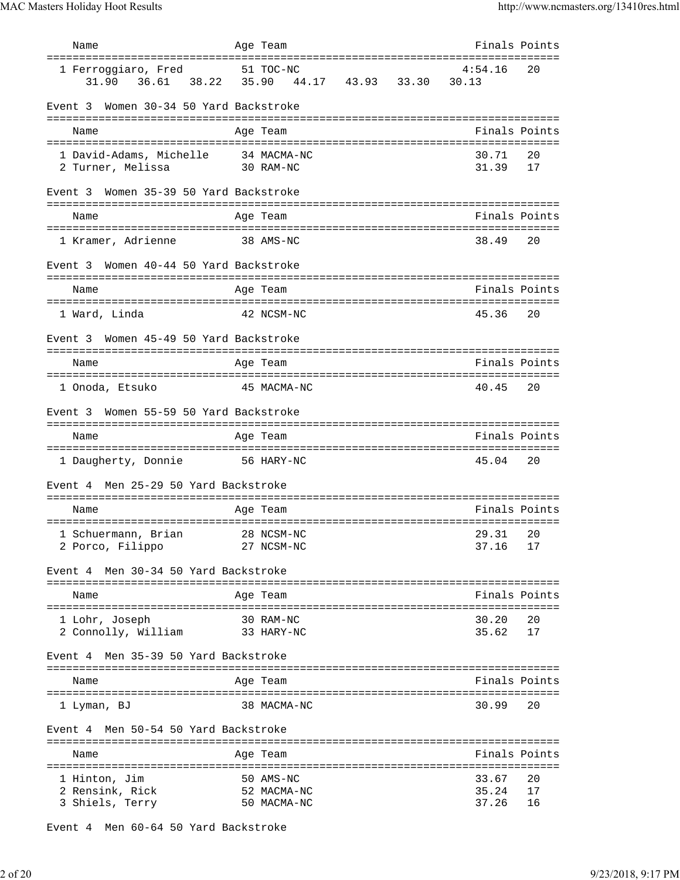| Name | Age | Team | Finals | Points |
|---|---|---|---|---|
| 1 Ferroggiaro, Fred | 51 | TOC-NC | 4:54.16 | 20 |

31.90 36.61 38.22 35.90 44.17 43.93 33.30 30.13

### Event 3 Women 30-34 50 Yard Backstroke

| Name | Age | Team | Finals | Points |
|---|---|---|---|---|
| 1 David-Adams, Michelle | 34 | MACMA-NC | 30.71 | 20 |
| 2 Turner, Melissa | 30 | RAM-NC | 31.39 | 17 |

### Event 3 Women 35-39 50 Yard Backstroke

| Name | Age | Team | Finals | Points |
|---|---|---|---|---|
| 1 Kramer, Adrienne | 38 | AMS-NC | 38.49 | 20 |

### Event 3 Women 40-44 50 Yard Backstroke

| Name | Age | Team | Finals | Points |
|---|---|---|---|---|
| 1 Ward, Linda | 42 | NCSM-NC | 45.36 | 20 |

### Event 3 Women 45-49 50 Yard Backstroke

| Name | Age | Team | Finals | Points |
|---|---|---|---|---|
| 1 Onoda, Etsuko | 45 | MACMA-NC | 40.45 | 20 |

### Event 3 Women 55-59 50 Yard Backstroke

| Name | Age | Team | Finals | Points |
|---|---|---|---|---|
| 1 Daugherty, Donnie | 56 | HARY-NC | 45.04 | 20 |

### Event 4 Men 25-29 50 Yard Backstroke

| Name | Age | Team | Finals | Points |
|---|---|---|---|---|
| 1 Schuermann, Brian | 28 | NCSM-NC | 29.31 | 20 |
| 2 Porco, Filippo | 27 | NCSM-NC | 37.16 | 17 |

### Event 4 Men 30-34 50 Yard Backstroke

| Name | Age | Team | Finals | Points |
|---|---|---|---|---|
| 1 Lohr, Joseph | 30 | RAM-NC | 30.20 | 20 |
| 2 Connolly, William | 33 | HARY-NC | 35.62 | 17 |

### Event 4 Men 35-39 50 Yard Backstroke

| Name | Age | Team | Finals | Points |
|---|---|---|---|---|
| 1 Lyman, BJ | 38 | MACMA-NC | 30.99 | 20 |

### Event 4 Men 50-54 50 Yard Backstroke

| Name | Age | Team | Finals | Points |
|---|---|---|---|---|
| 1 Hinton, Jim | 50 | AMS-NC | 33.67 | 20 |
| 2 Rensink, Rick | 52 | MACMA-NC | 35.24 | 17 |
| 3 Shiels, Terry | 50 | MACMA-NC | 37.26 | 16 |

### Event 4 Men 60-64 50 Yard Backstroke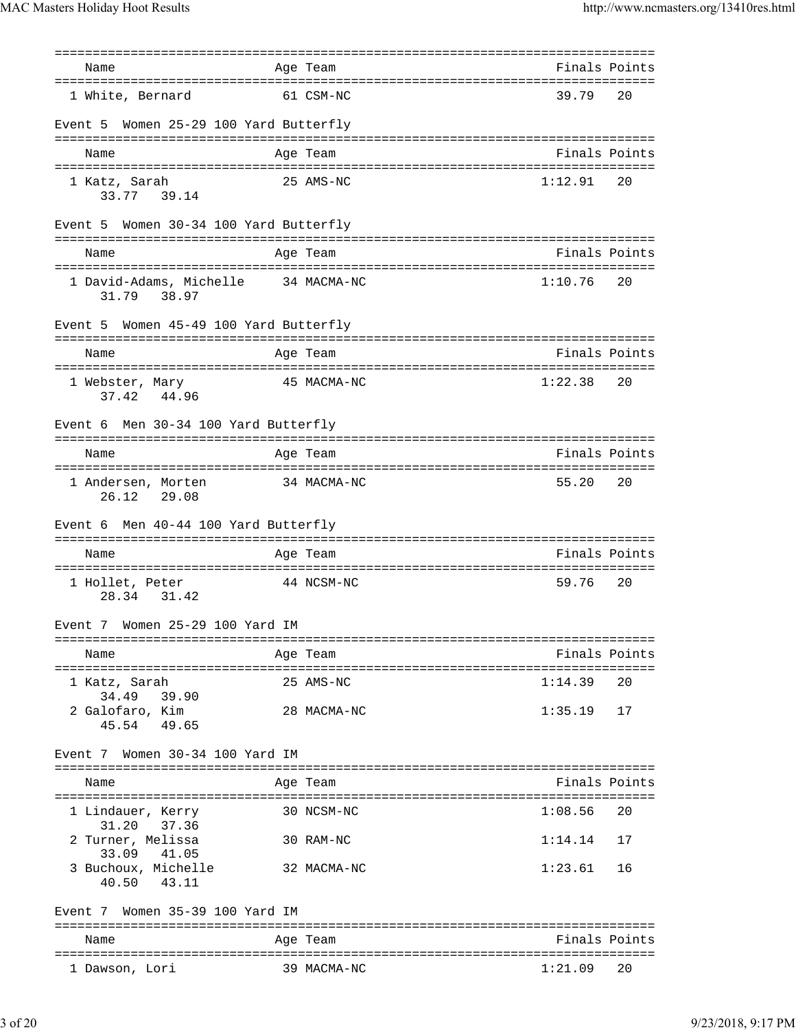| Name | Age | Team | Finals | Points |
|---|---|---|---|---|
| 1 White, Bernard | 61 | CSM-NC | 39.79 | 20 |

Event 5 Women 25-29 100 Yard Butterfly

| Name | Age | Team | Finals | Points |
|---|---|---|---|---|
| 1 Katz, Sarah | 25 | AMS-NC | 1:12.91 | 20 |
| 33.77 39.14 | | | | |

Event 5 Women 30-34 100 Yard Butterfly

| Name | Age | Team | Finals | Points |
|---|---|---|---|---|
| 1 David-Adams, Michelle | 34 | MACMA-NC | 1:10.76 | 20 |
| 31.79 38.97 | | | | |

Event 5 Women 45-49 100 Yard Butterfly

| Name | Age | Team | Finals | Points |
|---|---|---|---|---|
| 1 Webster, Mary | 45 | MACMA-NC | 1:22.38 | 20 |
| 37.42 44.96 | | | | |

Event 6 Men 30-34 100 Yard Butterfly

| Name | Age | Team | Finals | Points |
|---|---|---|---|---|
| 1 Andersen, Morten | 34 | MACMA-NC | 55.20 | 20 |
| 26.12 29.08 | | | | |

Event 6 Men 40-44 100 Yard Butterfly

| Name | Age | Team | Finals | Points |
|---|---|---|---|---|
| 1 Hollet, Peter | 44 | NCSM-NC | 59.76 | 20 |
| 28.34 31.42 | | | | |

Event 7 Women 25-29 100 Yard IM

| Name | Age | Team | Finals | Points |
|---|---|---|---|---|
| 1 Katz, Sarah | 25 | AMS-NC | 1:14.39 | 20 |
| 34.49 39.90 | | | | |
| 2 Galofaro, Kim | 28 | MACMA-NC | 1:35.19 | 17 |
| 45.54 49.65 | | | | |

Event 7 Women 30-34 100 Yard IM

| Name | Age | Team | Finals | Points |
|---|---|---|---|---|
| 1 Lindauer, Kerry | 30 | NCSM-NC | 1:08.56 | 20 |
| 31.20 37.36 | | | | |
| 2 Turner, Melissa | 30 | RAM-NC | 1:14.14 | 17 |
| 33.09 41.05 | | | | |
| 3 Buchoux, Michelle | 32 | MACMA-NC | 1:23.61 | 16 |
| 40.50 43.11 | | | | |

Event 7 Women 35-39 100 Yard IM

| Name | Age | Team | Finals | Points |
|---|---|---|---|---|
| 1 Dawson, Lori | 39 | MACMA-NC | 1:21.09 | 20 |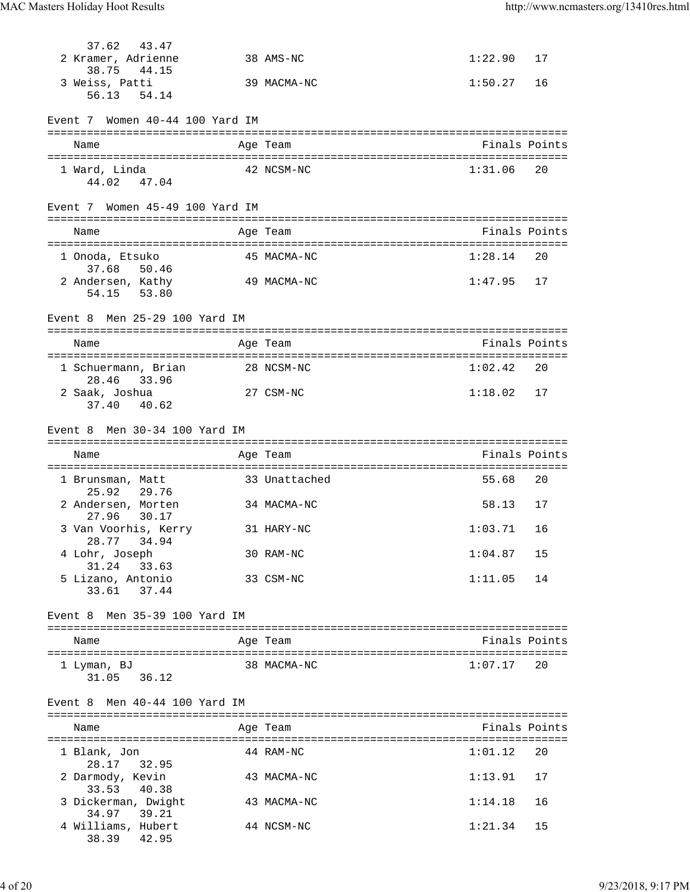37.62   43.47

| Name | Age | Team | Finals | Points |
|---|---|---|---|---|
| 2 Kramer, Adrienne | 38 | AMS-NC | 1:22.90 | 17 |
| 38.75   44.15 | | | | |
| 3 Weiss, Patti | 39 | MACMA-NC | 1:50.27 | 16 |
| 56.13   54.14 | | | | |

Event 7  Women 40-44 100 Yard IM

| Name | Age | Team | Finals | Points |
|---|---|---|---|---|
| 1 Ward, Linda | 42 | NCSM-NC | 1:31.06 | 20 |
| 44.02   47.04 | | | | |

Event 7  Women 45-49 100 Yard IM

| Name | Age | Team | Finals | Points |
|---|---|---|---|---|
| 1 Onoda, Etsuko | 45 | MACMA-NC | 1:28.14 | 20 |
| 37.68   50.46 | | | | |
| 2 Andersen, Kathy | 49 | MACMA-NC | 1:47.95 | 17 |
| 54.15   53.80 | | | | |

Event 8  Men 25-29 100 Yard IM

| Name | Age | Team | Finals | Points |
|---|---|---|---|---|
| 1 Schuermann, Brian | 28 | NCSM-NC | 1:02.42 | 20 |
| 28.46   33.96 | | | | |
| 2 Saak, Joshua | 27 | CSM-NC | 1:18.02 | 17 |
| 37.40   40.62 | | | | |

Event 8  Men 30-34 100 Yard IM

| Name | Age | Team | Finals | Points |
|---|---|---|---|---|
| 1 Brunsman, Matt | 33 | Unattached | 55.68 | 20 |
| 25.92   29.76 | | | | |
| 2 Andersen, Morten | 34 | MACMA-NC | 58.13 | 17 |
| 27.96   30.17 | | | | |
| 3 Van Voorhis, Kerry | 31 | HARY-NC | 1:03.71 | 16 |
| 28.77   34.94 | | | | |
| 4 Lohr, Joseph | 30 | RAM-NC | 1:04.87 | 15 |
| 31.24   33.63 | | | | |
| 5 Lizano, Antonio | 33 | CSM-NC | 1:11.05 | 14 |
| 33.61   37.44 | | | | |

Event 8  Men 35-39 100 Yard IM

| Name | Age | Team | Finals | Points |
|---|---|---|---|---|
| 1 Lyman, BJ | 38 | MACMA-NC | 1:07.17 | 20 |
| 31.05   36.12 | | | | |

Event 8  Men 40-44 100 Yard IM

| Name | Age | Team | Finals | Points |
|---|---|---|---|---|
| 1 Blank, Jon | 44 | RAM-NC | 1:01.12 | 20 |
| 28.17   32.95 | | | | |
| 2 Darmody, Kevin | 43 | MACMA-NC | 1:13.91 | 17 |
| 33.53   40.38 | | | | |
| 3 Dickerman, Dwight | 43 | MACMA-NC | 1:14.18 | 16 |
| 34.97   39.21 | | | | |
| 4 Williams, Hubert | 44 | NCSM-NC | 1:21.34 | 15 |
| 38.39   42.95 | | | | |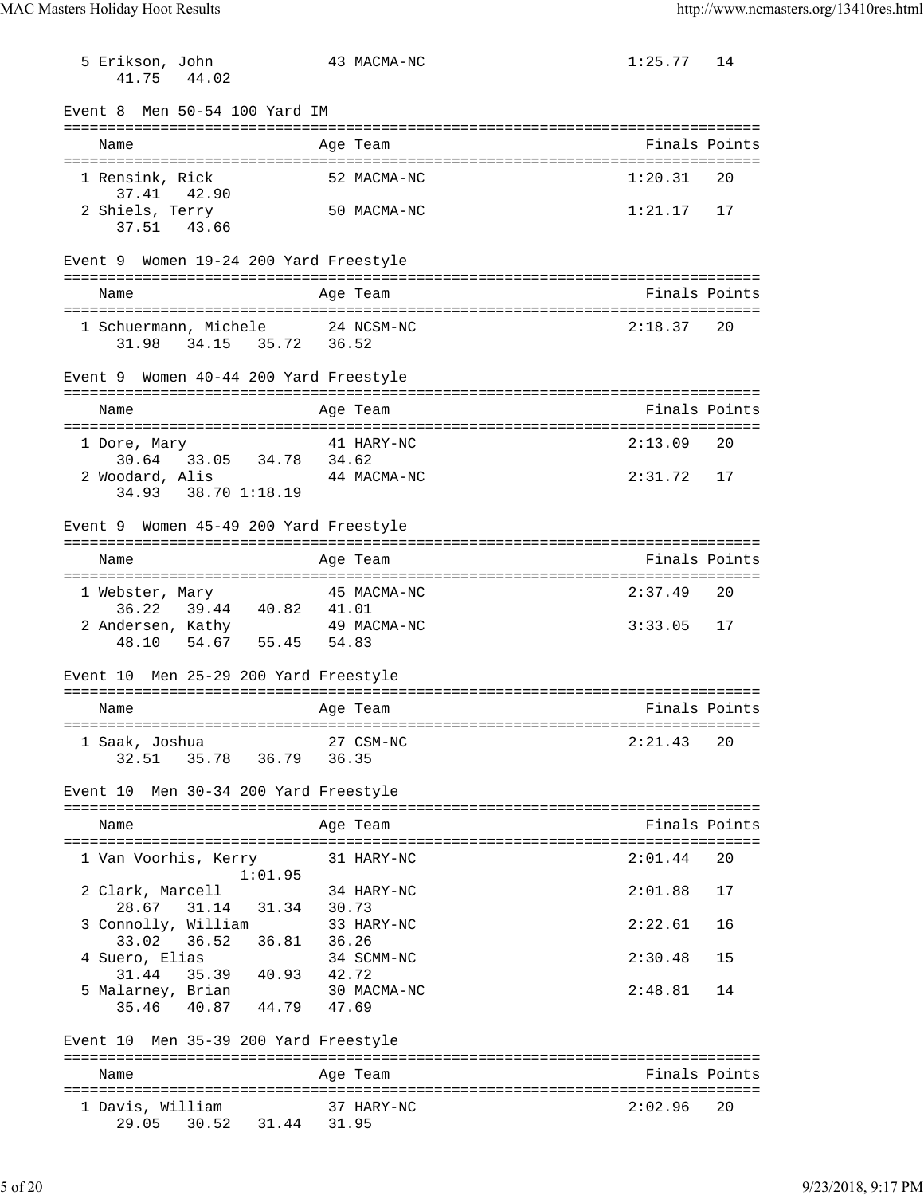5 Erikson, John 43 MACMA-NC 1:25.77 14
41.75 44.02

Event 8 Men 50-54 100 Yard IM

| Name | Age | Team | Finals | Points |
|---|---|---|---|---|
| 1 Rensink, Rick | 52 | MACMA-NC | 1:20.31 | 20 |
| 37.41 42.90 | | | | |
| 2 Shiels, Terry | 50 | MACMA-NC | 1:21.17 | 17 |
| 37.51 43.66 | | | | |

Event 9 Women 19-24 200 Yard Freestyle

| Name | Age | Team | Finals | Points |
|---|---|---|---|---|
| 1 Schuermann, Michele | 24 | NCSM-NC | 2:18.37 | 20 |
| 31.98 34.15 35.72 36.52 | | | | |

Event 9 Women 40-44 200 Yard Freestyle

| Name | Age | Team | Finals | Points |
|---|---|---|---|---|
| 1 Dore, Mary | 41 | HARY-NC | 2:13.09 | 20 |
| 30.64 33.05 34.78 34.62 | | | | |
| 2 Woodard, Alis | 44 | MACMA-NC | 2:31.72 | 17 |
| 34.93 38.70 1:18.19 | | | | |

Event 9 Women 45-49 200 Yard Freestyle

| Name | Age | Team | Finals | Points |
|---|---|---|---|---|
| 1 Webster, Mary | 45 | MACMA-NC | 2:37.49 | 20 |
| 36.22 39.44 40.82 41.01 | | | | |
| 2 Andersen, Kathy | 49 | MACMA-NC | 3:33.05 | 17 |
| 48.10 54.67 55.45 54.83 | | | | |

Event 10 Men 25-29 200 Yard Freestyle

| Name | Age | Team | Finals | Points |
|---|---|---|---|---|
| 1 Saak, Joshua | 27 | CSM-NC | 2:21.43 | 20 |
| 32.51 35.78 36.79 36.35 | | | | |

Event 10 Men 30-34 200 Yard Freestyle

| Name | Age | Team | Finals | Points |
|---|---|---|---|---|
| 1 Van Voorhis, Kerry | 31 | HARY-NC | 2:01.44 | 20 |
| 1:01.95 | | | | |
| 2 Clark, Marcell | 34 | HARY-NC | 2:01.88 | 17 |
| 28.67 31.14 31.34 30.73 | | | | |
| 3 Connolly, William | 33 | HARY-NC | 2:22.61 | 16 |
| 33.02 36.52 36.81 36.26 | | | | |
| 4 Suero, Elias | 34 | SCMM-NC | 2:30.48 | 15 |
| 31.44 35.39 40.93 42.72 | | | | |
| 5 Malarney, Brian | 30 | MACMA-NC | 2:48.81 | 14 |
| 35.46 40.87 44.79 47.69 | | | | |

Event 10 Men 35-39 200 Yard Freestyle

| Name | Age | Team | Finals | Points |
|---|---|---|---|---|
| 1 Davis, William | 37 | HARY-NC | 2:02.96 | 20 |
| 29.05 30.52 31.44 31.95 | | | | |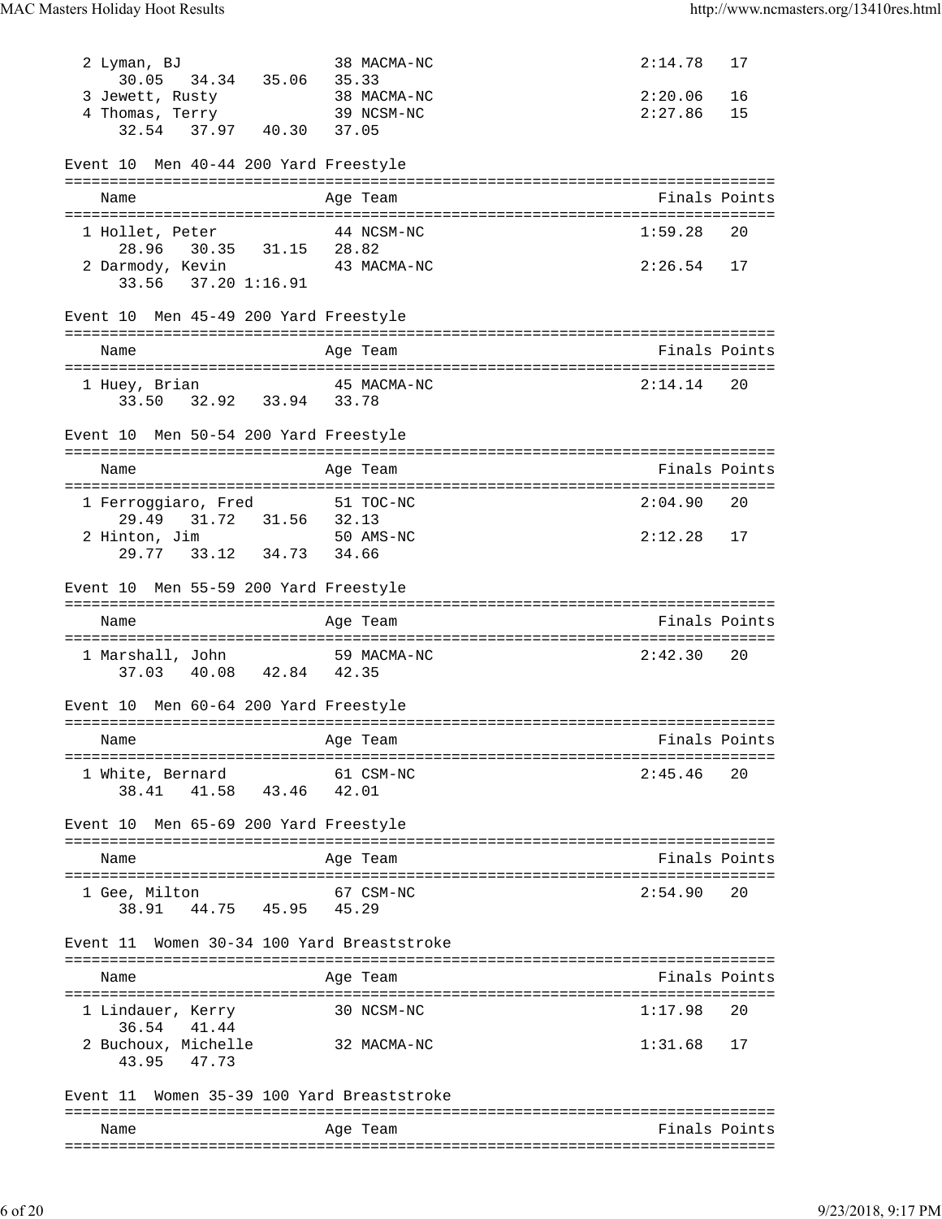| Name | Age | Team | Finals | Points |
|---|---|---|---|---|
| 2 Lyman, BJ | 38 | MACMA-NC | 2:14.78 | 17 |
| 30.05 34.34 35.06 35.33 | | | | |
| 3 Jewett, Rusty | 38 | MACMA-NC | 2:20.06 | 16 |
| 4 Thomas, Terry | 39 | NCSM-NC | 2:27.86 | 15 |
| 32.54 37.97 40.30 37.05 | | | | |

## Event 10 Men 40-44 200 Yard Freestyle

| Name | Age | Team | Finals | Points |
|---|---|---|---|---|
| 1 Hollet, Peter | 44 | NCSM-NC | 1:59.28 | 20 |
| 28.96 30.35 31.15 28.82 | | | | |
| 2 Darmody, Kevin | 43 | MACMA-NC | 2:26.54 | 17 |
| 33.56 37.20 1:16.91 | | | | |

## Event 10 Men 45-49 200 Yard Freestyle

| Name | Age | Team | Finals | Points |
|---|---|---|---|---|
| 1 Huey, Brian | 45 | MACMA-NC | 2:14.14 | 20 |
| 33.50 32.92 33.94 33.78 | | | | |

## Event 10 Men 50-54 200 Yard Freestyle

| Name | Age | Team | Finals | Points |
|---|---|---|---|---|
| 1 Ferroggiaro, Fred | 51 | TOC-NC | 2:04.90 | 20 |
| 29.49 31.72 31.56 32.13 | | | | |
| 2 Hinton, Jim | 50 | AMS-NC | 2:12.28 | 17 |
| 29.77 33.12 34.73 34.66 | | | | |

## Event 10 Men 55-59 200 Yard Freestyle

| Name | Age | Team | Finals | Points |
|---|---|---|---|---|
| 1 Marshall, John | 59 | MACMA-NC | 2:42.30 | 20 |
| 37.03 40.08 42.84 42.35 | | | | |

## Event 10 Men 60-64 200 Yard Freestyle

| Name | Age | Team | Finals | Points |
|---|---|---|---|---|
| 1 White, Bernard | 61 | CSM-NC | 2:45.46 | 20 |
| 38.41 41.58 43.46 42.01 | | | | |

## Event 10 Men 65-69 200 Yard Freestyle

| Name | Age | Team | Finals | Points |
|---|---|---|---|---|
| 1 Gee, Milton | 67 | CSM-NC | 2:54.90 | 20 |
| 38.91 44.75 45.95 45.29 | | | | |

## Event 11 Women 30-34 100 Yard Breaststroke

| Name | Age | Team | Finals | Points |
|---|---|---|---|---|
| 1 Lindauer, Kerry | 30 | NCSM-NC | 1:17.98 | 20 |
| 36.54 41.44 | | | | |
| 2 Buchoux, Michelle | 32 | MACMA-NC | 1:31.68 | 17 |
| 43.95 47.73 | | | | |

## Event 11 Women 35-39 100 Yard Breaststroke

| Name | Age | Team | Finals | Points |
|---|---|---|---|---|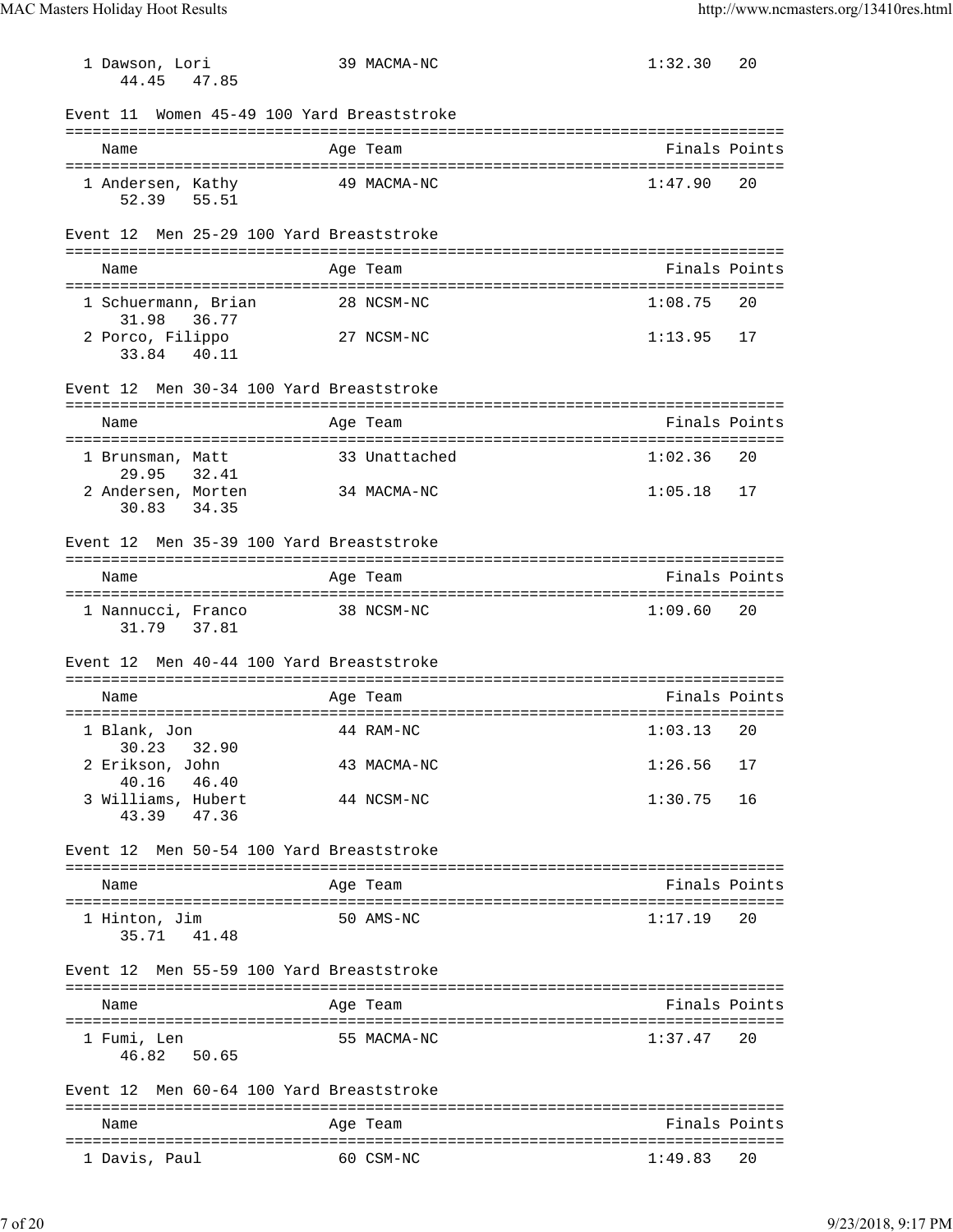| Name | Age | Team | Finals | Points |
|---|---|---|---|---|
| 1 Dawson, Lori | 39 | MACMA-NC | 1:32.30 | 20 |
| 44.45 47.85 | | | | |

Event 11 Women 45-49 100 Yard Breaststroke

| Name | Age | Team | Finals | Points |
|---|---|---|---|---|
| 1 Andersen, Kathy | 49 | MACMA-NC | 1:47.90 | 20 |
| 52.39 55.51 | | | | |

Event 12 Men 25-29 100 Yard Breaststroke

| Name | Age | Team | Finals | Points |
|---|---|---|---|---|
| 1 Schuermann, Brian | 28 | NCSM-NC | 1:08.75 | 20 |
| 31.98 36.77 | | | | |
| 2 Porco, Filippo | 27 | NCSM-NC | 1:13.95 | 17 |
| 33.84 40.11 | | | | |

Event 12 Men 30-34 100 Yard Breaststroke

| Name | Age | Team | Finals | Points |
|---|---|---|---|---|
| 1 Brunsman, Matt | 33 | Unattached | 1:02.36 | 20 |
| 29.95 32.41 | | | | |
| 2 Andersen, Morten | 34 | MACMA-NC | 1:05.18 | 17 |
| 30.83 34.35 | | | | |

Event 12 Men 35-39 100 Yard Breaststroke

| Name | Age | Team | Finals | Points |
|---|---|---|---|---|
| 1 Nannucci, Franco | 38 | NCSM-NC | 1:09.60 | 20 |
| 31.79 37.81 | | | | |

Event 12 Men 40-44 100 Yard Breaststroke

| Name | Age | Team | Finals | Points |
|---|---|---|---|---|
| 1 Blank, Jon | 44 | RAM-NC | 1:03.13 | 20 |
| 30.23 32.90 | | | | |
| 2 Erikson, John | 43 | MACMA-NC | 1:26.56 | 17 |
| 40.16 46.40 | | | | |
| 3 Williams, Hubert | 44 | NCSM-NC | 1:30.75 | 16 |
| 43.39 47.36 | | | | |

Event 12 Men 50-54 100 Yard Breaststroke

| Name | Age | Team | Finals | Points |
|---|---|---|---|---|
| 1 Hinton, Jim | 50 | AMS-NC | 1:17.19 | 20 |
| 35.71 41.48 | | | | |

Event 12 Men 55-59 100 Yard Breaststroke

| Name | Age | Team | Finals | Points |
|---|---|---|---|---|
| 1 Fumi, Len | 55 | MACMA-NC | 1:37.47 | 20 |
| 46.82 50.65 | | | | |

Event 12 Men 60-64 100 Yard Breaststroke

| Name | Age | Team | Finals | Points |
|---|---|---|---|---|
| 1 Davis, Paul | 60 | CSM-NC | 1:49.83 | 20 |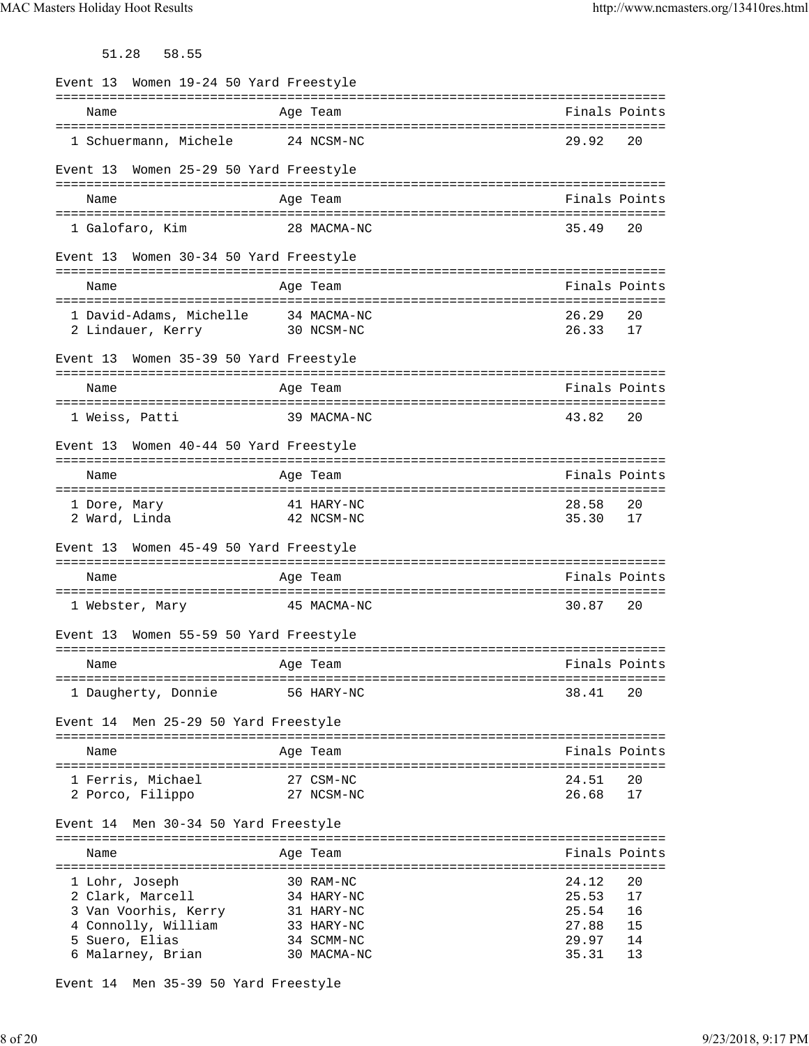51.28   58.55

Event 13  Women 19-24 50 Yard Freestyle

| Name | Age | Team | Finals | Points |
|---|---|---|---|---|
| 1 Schuermann, Michele | 24 | NCSM-NC | 29.92 | 20 |

Event 13  Women 25-29 50 Yard Freestyle

| Name | Age | Team | Finals | Points |
|---|---|---|---|---|
| 1 Galofaro, Kim | 28 | MACMA-NC | 35.49 | 20 |

Event 13  Women 30-34 50 Yard Freestyle

| Name | Age | Team | Finals | Points |
|---|---|---|---|---|
| 1 David-Adams, Michelle | 34 | MACMA-NC | 26.29 | 20 |
| 2 Lindauer, Kerry | 30 | NCSM-NC | 26.33 | 17 |

Event 13  Women 35-39 50 Yard Freestyle

| Name | Age | Team | Finals | Points |
|---|---|---|---|---|
| 1 Weiss, Patti | 39 | MACMA-NC | 43.82 | 20 |

Event 13  Women 40-44 50 Yard Freestyle

| Name | Age | Team | Finals | Points |
|---|---|---|---|---|
| 1 Dore, Mary | 41 | HARY-NC | 28.58 | 20 |
| 2 Ward, Linda | 42 | NCSM-NC | 35.30 | 17 |

Event 13  Women 45-49 50 Yard Freestyle

| Name | Age | Team | Finals | Points |
|---|---|---|---|---|
| 1 Webster, Mary | 45 | MACMA-NC | 30.87 | 20 |

Event 13  Women 55-59 50 Yard Freestyle

| Name | Age | Team | Finals | Points |
|---|---|---|---|---|
| 1 Daugherty, Donnie | 56 | HARY-NC | 38.41 | 20 |

Event 14  Men 25-29 50 Yard Freestyle

| Name | Age | Team | Finals | Points |
|---|---|---|---|---|
| 1 Ferris, Michael | 27 | CSM-NC | 24.51 | 20 |
| 2 Porco, Filippo | 27 | NCSM-NC | 26.68 | 17 |

Event 14  Men 30-34 50 Yard Freestyle

| Name | Age | Team | Finals | Points |
|---|---|---|---|---|
| 1 Lohr, Joseph | 30 | RAM-NC | 24.12 | 20 |
| 2 Clark, Marcell | 34 | HARY-NC | 25.53 | 17 |
| 3 Van Voorhis, Kerry | 31 | HARY-NC | 25.54 | 16 |
| 4 Connolly, William | 33 | HARY-NC | 27.88 | 15 |
| 5 Suero, Elias | 34 | SCMM-NC | 29.97 | 14 |
| 6 Malarney, Brian | 30 | MACMA-NC | 35.31 | 13 |

Event 14  Men 35-39 50 Yard Freestyle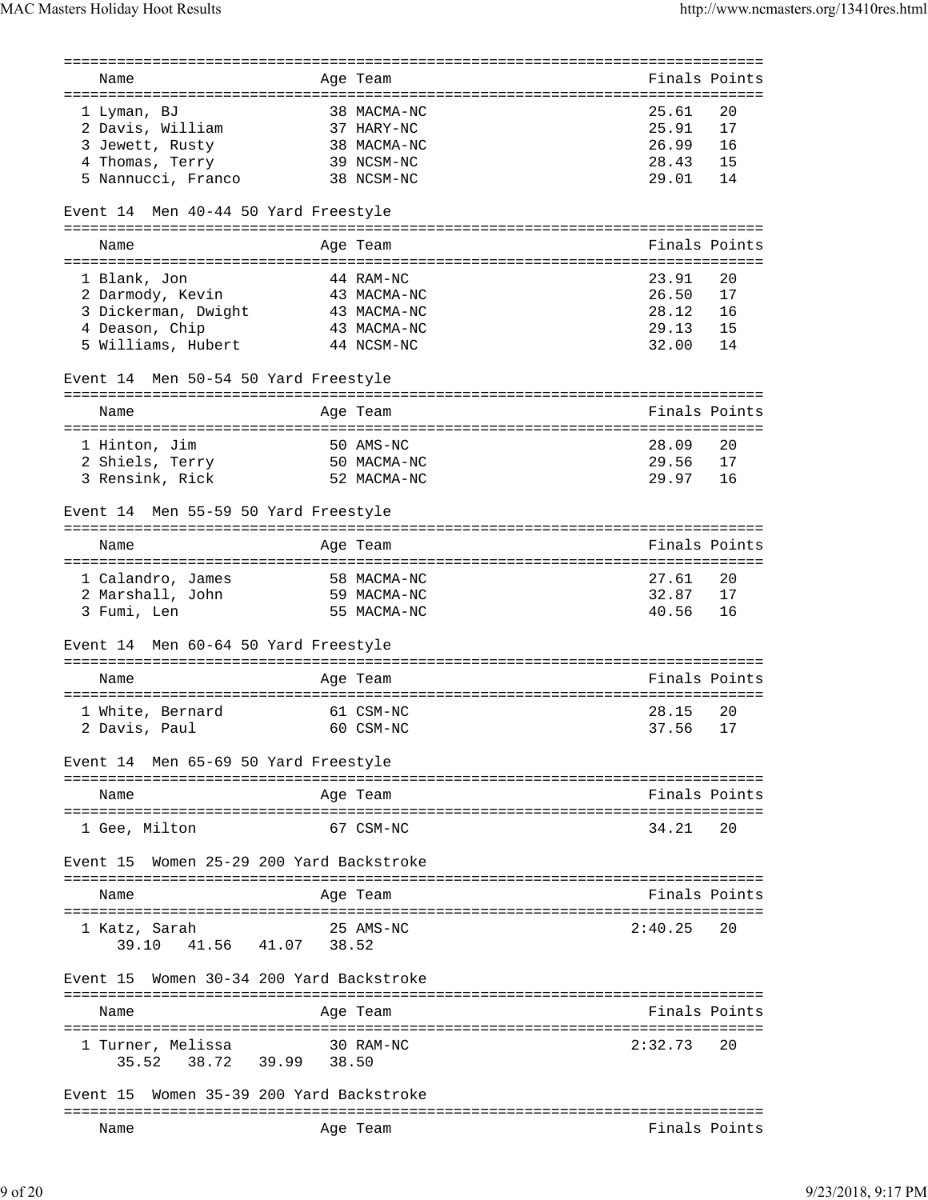| Name | Age | Team | Finals | Points |
|---|---|---|---|---|
| 1 Lyman, BJ | 38 | MACMA-NC | 25.61 | 20 |
| 2 Davis, William | 37 | HARY-NC | 25.91 | 17 |
| 3 Jewett, Rusty | 38 | MACMA-NC | 26.99 | 16 |
| 4 Thomas, Terry | 39 | NCSM-NC | 28.43 | 15 |
| 5 Nannucci, Franco | 38 | NCSM-NC | 29.01 | 14 |

### Event 14 Men 40-44 50 Yard Freestyle

| Name | Age | Team | Finals | Points |
|---|---|---|---|---|
| 1 Blank, Jon | 44 | RAM-NC | 23.91 | 20 |
| 2 Darmody, Kevin | 43 | MACMA-NC | 26.50 | 17 |
| 3 Dickerman, Dwight | 43 | MACMA-NC | 28.12 | 16 |
| 4 Deason, Chip | 43 | MACMA-NC | 29.13 | 15 |
| 5 Williams, Hubert | 44 | NCSM-NC | 32.00 | 14 |

### Event 14 Men 50-54 50 Yard Freestyle

| Name | Age | Team | Finals | Points |
|---|---|---|---|---|
| 1 Hinton, Jim | 50 | AMS-NC | 28.09 | 20 |
| 2 Shiels, Terry | 50 | MACMA-NC | 29.56 | 17 |
| 3 Rensink, Rick | 52 | MACMA-NC | 29.97 | 16 |

### Event 14 Men 55-59 50 Yard Freestyle

| Name | Age | Team | Finals | Points |
|---|---|---|---|---|
| 1 Calandro, James | 58 | MACMA-NC | 27.61 | 20 |
| 2 Marshall, John | 59 | MACMA-NC | 32.87 | 17 |
| 3 Fumi, Len | 55 | MACMA-NC | 40.56 | 16 |

### Event 14 Men 60-64 50 Yard Freestyle

| Name | Age | Team | Finals | Points |
|---|---|---|---|---|
| 1 White, Bernard | 61 | CSM-NC | 28.15 | 20 |
| 2 Davis, Paul | 60 | CSM-NC | 37.56 | 17 |

### Event 14 Men 65-69 50 Yard Freestyle

| Name | Age | Team | Finals | Points |
|---|---|---|---|---|
| 1 Gee, Milton | 67 | CSM-NC | 34.21 | 20 |

### Event 15 Women 25-29 200 Yard Backstroke

| Name | Age | Team | Finals | Points |
|---|---|---|---|---|
| 1 Katz, Sarah | 25 | AMS-NC | 2:40.25 | 20 |
| 39.10 41.56 41.07 38.52 | | | | |

### Event 15 Women 30-34 200 Yard Backstroke

| Name | Age | Team | Finals | Points |
|---|---|---|---|---|
| 1 Turner, Melissa | 30 | RAM-NC | 2:32.73 | 20 |
| 35.52 38.72 39.99 38.50 | | | | |

### Event 15 Women 35-39 200 Yard Backstroke

| Name | Age | Team | Finals | Points |
|---|---|---|---|---|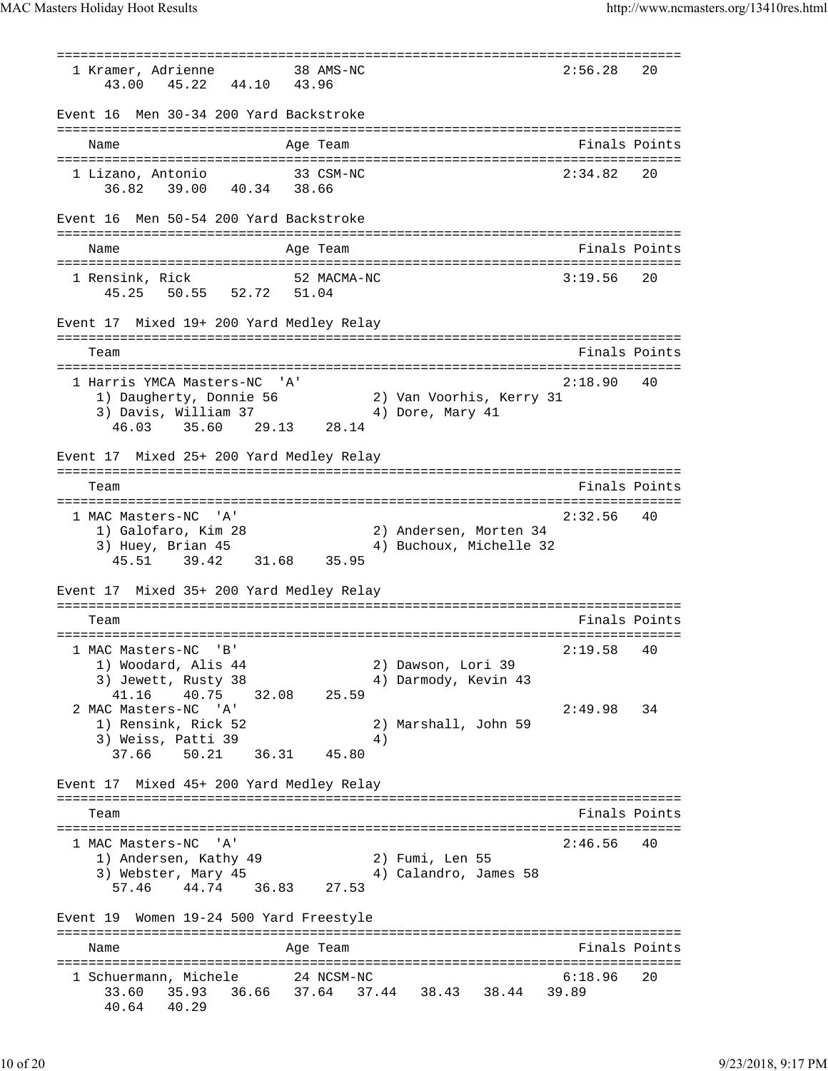```
===============================================================================
  1 Kramer, Adrienne          38 AMS-NC                        2:56.28   20
      43.00   45.22   44.10   43.96

Event 16  Men 30-34 200 Yard Backstroke
===============================================================================
    Name                    Age Team                          Finals Points
===============================================================================
  1 Lizano, Antonio           33 CSM-NC                        2:34.82   20
      36.82   39.00   40.34   38.66

Event 16  Men 50-54 200 Yard Backstroke
===============================================================================
    Name                    Age Team                          Finals Points
===============================================================================
  1 Rensink, Rick             52 MACMA-NC                      3:19.56   20
      45.25   50.55   52.72   51.04

Event 17  Mixed 19+ 200 Yard Medley Relay
===============================================================================
    Team                                                      Finals Points
===============================================================================
  1 Harris YMCA Masters-NC  'A'                                2:18.90   40
     1) Daugherty, Donnie 56           2) Van Voorhis, Kerry 31
     3) Davis, William 37              4) Dore, Mary 41
       46.03    35.60    29.13    28.14

Event 17  Mixed 25+ 200 Yard Medley Relay
===============================================================================
    Team                                                      Finals Points
===============================================================================
  1 MAC Masters-NC  'A'                                        2:32.56   40
     1) Galofaro, Kim 28               2) Andersen, Morten 34
     3) Huey, Brian 45                 4) Buchoux, Michelle 32
       45.51    39.42    31.68    35.95

Event 17  Mixed 35+ 200 Yard Medley Relay
===============================================================================
    Team                                                      Finals Points
===============================================================================
  1 MAC Masters-NC  'B'                                        2:19.58   40
     1) Woodard, Alis 44               2) Dawson, Lori 39
     3) Jewett, Rusty 38               4) Darmody, Kevin 43
       41.16    40.75    32.08    25.59
  2 MAC Masters-NC  'A'                                        2:49.98   34
     1) Rensink, Rick 52               2) Marshall, John 59
     3) Weiss, Patti 39                4)
       37.66    50.21    36.31    45.80

Event 17  Mixed 45+ 200 Yard Medley Relay
===============================================================================
    Team                                                      Finals Points
===============================================================================
  1 MAC Masters-NC  'A'                                        2:46.56   40
     1) Andersen, Kathy 49             2) Fumi, Len 55
     3) Webster, Mary 45               4) Calandro, James 58
       57.46    44.74    36.83    27.53

Event 19  Women 19-24 500 Yard Freestyle
===============================================================================
    Name                    Age Team                          Finals Points
===============================================================================
  1 Schuermann, Michele       24 NCSM-NC                       6:18.96   20
      33.60   35.93   36.66   37.64   37.44   38.43   38.44   39.89
      40.64   40.29
```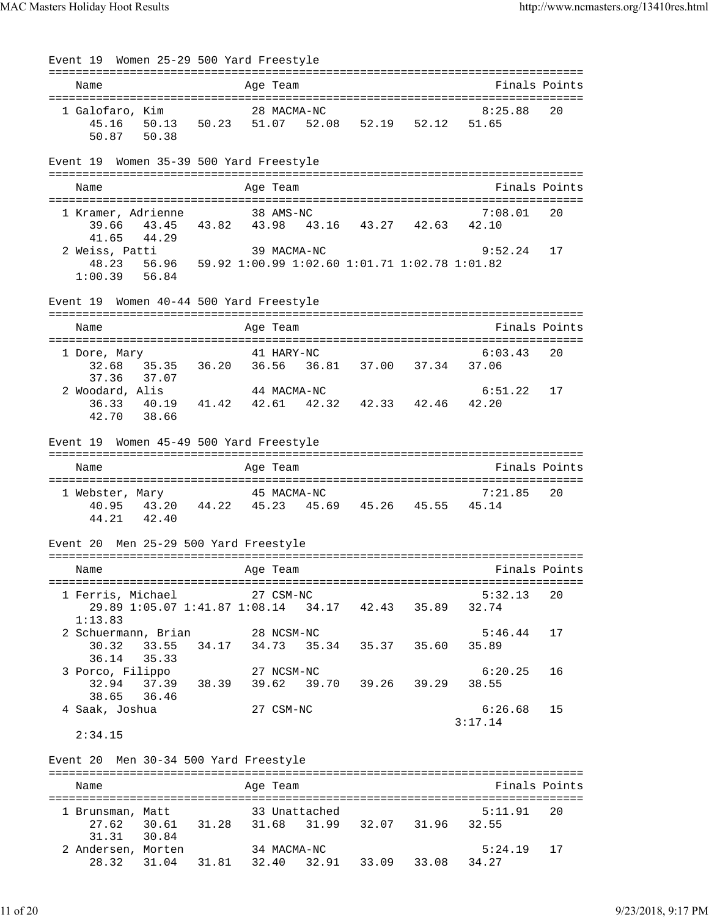### Event 19 Women 25-29 500 Yard Freestyle

| Name | Age | Team | Finals | Points |
|---|---|---|---|---|
| 1 Galofaro, Kim | 28 | MACMA-NC | 8:25.88 | 20 |

45.16 50.13 50.23 51.07 52.08 52.19 52.12 51.65
50.87 50.38

### Event 19 Women 35-39 500 Yard Freestyle

| Name | Age | Team | Finals | Points |
|---|---|---|---|---|
| 1 Kramer, Adrienne | 38 | AMS-NC | 7:08.01 | 20 |
| 2 Weiss, Patti | 39 | MACMA-NC | 9:52.24 | 17 |

Kramer, Adrienne: 39.66 43.45 43.82 43.98 43.16 43.27 42.63 42.10
41.65 44.29

Weiss, Patti: 48.23 56.96 59.92 1:00.99 1:02.60 1:01.71 1:02.78 1:01.82
1:00.39 56.84

### Event 19 Women 40-44 500 Yard Freestyle

| Name | Age | Team | Finals | Points |
|---|---|---|---|---|
| 1 Dore, Mary | 41 | HARY-NC | 6:03.43 | 20 |
| 2 Woodard, Alis | 44 | MACMA-NC | 6:51.22 | 17 |

Dore, Mary: 32.68 35.35 36.20 36.56 36.81 37.00 37.34 37.06
37.36 37.07

Woodard, Alis: 36.33 40.19 41.42 42.61 42.32 42.33 42.46 42.20
42.70 38.66

### Event 19 Women 45-49 500 Yard Freestyle

| Name | Age | Team | Finals | Points |
|---|---|---|---|---|
| 1 Webster, Mary | 45 | MACMA-NC | 7:21.85 | 20 |

40.95 43.20 44.22 45.23 45.69 45.26 45.55 45.14
44.21 42.40

### Event 20 Men 25-29 500 Yard Freestyle

| Name | Age | Team | Finals | Points |
|---|---|---|---|---|
| 1 Ferris, Michael | 27 | CSM-NC | 5:32.13 | 20 |
| 2 Schuermann, Brian | 28 | NCSM-NC | 5:46.44 | 17 |
| 3 Porco, Filippo | 27 | NCSM-NC | 6:20.25 | 16 |
| 4 Saak, Joshua | 27 | CSM-NC | 6:26.68 | 15 |

Ferris, Michael: 29.89 1:05.07 1:41.87 1:08.14 34.17 42.43 35.89 32.74
1:13.83

Schuermann, Brian: 30.32 33.55 34.17 34.73 35.34 35.37 35.60 35.89
36.14 35.33

Porco, Filippo: 32.94 37.39 38.39 39.62 39.70 39.26 39.29 38.55
38.65 36.46

Saak, Joshua: 3:17.14
2:34.15

### Event 20 Men 30-34 500 Yard Freestyle

| Name | Age | Team | Finals | Points |
|---|---|---|---|---|
| 1 Brunsman, Matt | 33 | Unattached | 5:11.91 | 20 |
| 2 Andersen, Morten | 34 | MACMA-NC | 5:24.19 | 17 |

Brunsman, Matt: 27.62 30.61 31.28 31.68 31.99 32.07 31.96 32.55
31.31 30.84

Andersen, Morten: 28.32 31.04 31.81 32.40 32.91 33.09 33.08 34.27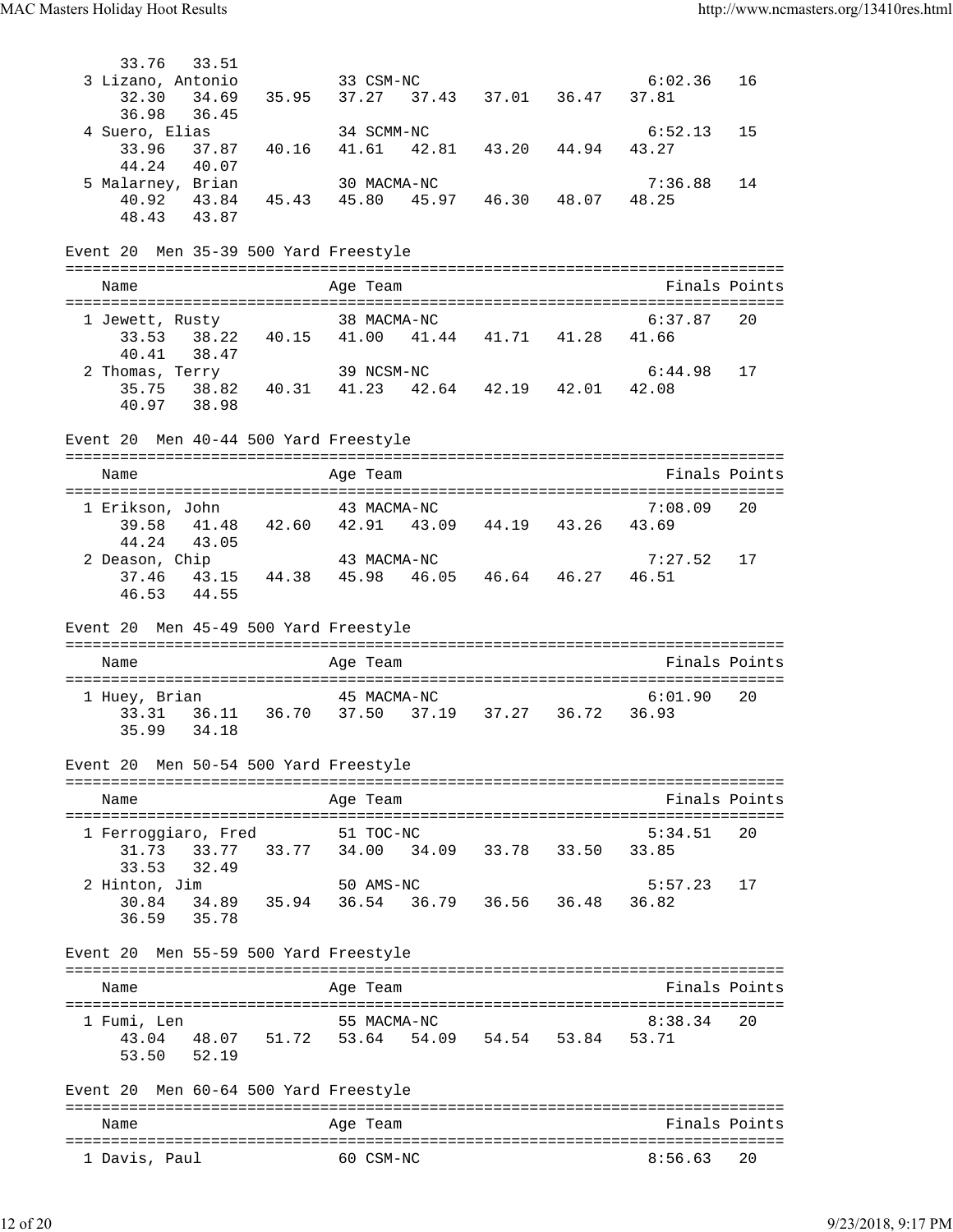```
      33.76   33.51
  3 Lizano, Antonio           33 CSM-NC                            6:02.36   16
      32.30   34.69   35.95   37.27   37.43   37.01   36.47   37.81
      36.98   36.45
  4 Suero, Elias              34 SCMM-NC                           6:52.13   15
      33.96   37.87   40.16   41.61   42.81   43.20   44.94   43.27
      44.24   40.07
  5 Malarney, Brian           30 MACMA-NC                          7:36.88   14
      40.92   43.84   45.43   45.80   45.97   46.30   48.07   48.25
      48.43   43.87
```

Event 20  Men 35-39 500 Yard Freestyle

```
===============================================================================
    Name                    Age Team                            Finals Points
===============================================================================
  1 Jewett, Rusty           38 MACMA-NC                          6:37.87   20
      33.53   38.22   40.15   41.00   41.44   41.71   41.28   41.66
      40.41   38.47
  2 Thomas, Terry           39 NCSM-NC                           6:44.98   17
      35.75   38.82   40.31   41.23   42.64   42.19   42.01   42.08
      40.97   38.98
```

Event 20  Men 40-44 500 Yard Freestyle

```
===============================================================================
    Name                    Age Team                            Finals Points
===============================================================================
  1 Erikson, John           43 MACMA-NC                          7:08.09   20
      39.58   41.48   42.60   42.91   43.09   44.19   43.26   43.69
      44.24   43.05
  2 Deason, Chip            43 MACMA-NC                          7:27.52   17
      37.46   43.15   44.38   45.98   46.05   46.64   46.27   46.51
      46.53   44.55
```

Event 20  Men 45-49 500 Yard Freestyle

```
===============================================================================
    Name                    Age Team                            Finals Points
===============================================================================
  1 Huey, Brian             45 MACMA-NC                          6:01.90   20
      33.31   36.11   36.70   37.50   37.19   37.27   36.72   36.93
      35.99   34.18
```

Event 20  Men 50-54 500 Yard Freestyle

```
===============================================================================
    Name                    Age Team                            Finals Points
===============================================================================
  1 Ferroggiaro, Fred       51 TOC-NC                            5:34.51   20
      31.73   33.77   33.77   34.00   34.09   33.78   33.50   33.85
      33.53   32.49
  2 Hinton, Jim             50 AMS-NC                            5:57.23   17
      30.84   34.89   35.94   36.54   36.79   36.56   36.48   36.82
      36.59   35.78
```

Event 20  Men 55-59 500 Yard Freestyle

```
===============================================================================
    Name                    Age Team                            Finals Points
===============================================================================
  1 Fumi, Len               55 MACMA-NC                          8:38.34   20
      43.04   48.07   51.72   53.64   54.09   54.54   53.84   53.71
      53.50   52.19
```

Event 20  Men 60-64 500 Yard Freestyle

```
===============================================================================
    Name                    Age Team                            Finals Points
===============================================================================
  1 Davis, Paul             60 CSM-NC                            8:56.63   20
```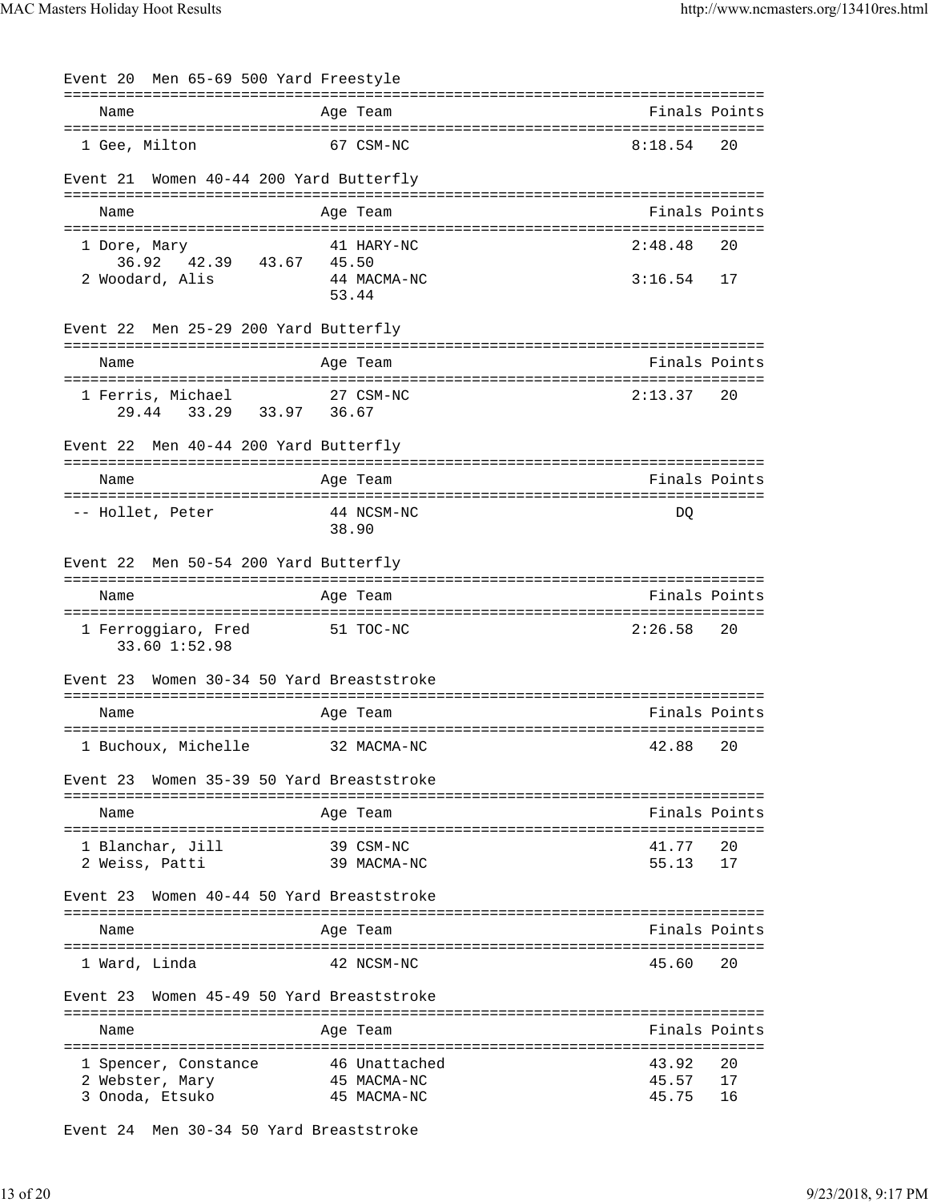Event 20  Men 65-69 500 Yard Freestyle

| Name | Age | Team | Finals | Points |
|---|---|---|---|---|
| 1 Gee, Milton | 67 | CSM-NC | 8:18.54 | 20 |

Event 21  Women 40-44 200 Yard Butterfly

| Name | Age | Team | Finals | Points |
|---|---|---|---|---|
| 1 Dore, Mary | 41 | HARY-NC | 2:48.48 | 20 |
| 36.92   42.39   43.67   45.50 | | | | |
| 2 Woodard, Alis | 44 | MACMA-NC | 3:16.54 | 17 |
| 53.44 | | | | |

Event 22  Men 25-29 200 Yard Butterfly

| Name | Age | Team | Finals | Points |
|---|---|---|---|---|
| 1 Ferris, Michael | 27 | CSM-NC | 2:13.37 | 20 |
| 29.44   33.29   33.97   36.67 | | | | |

Event 22  Men 40-44 200 Yard Butterfly

| Name | Age | Team | Finals | Points |
|---|---|---|---|---|
| -- Hollet, Peter | 44 | NCSM-NC | DQ | |
| 38.90 | | | | |

Event 22  Men 50-54 200 Yard Butterfly

| Name | Age | Team | Finals | Points |
|---|---|---|---|---|
| 1 Ferroggiaro, Fred | 51 | TOC-NC | 2:26.58 | 20 |
| 33.60 1:52.98 | | | | |

Event 23  Women 30-34 50 Yard Breaststroke

| Name | Age | Team | Finals | Points |
|---|---|---|---|---|
| 1 Buchoux, Michelle | 32 | MACMA-NC | 42.88 | 20 |

Event 23  Women 35-39 50 Yard Breaststroke

| Name | Age | Team | Finals | Points |
|---|---|---|---|---|
| 1 Blanchar, Jill | 39 | CSM-NC | 41.77 | 20 |
| 2 Weiss, Patti | 39 | MACMA-NC | 55.13 | 17 |

Event 23  Women 40-44 50 Yard Breaststroke

| Name | Age | Team | Finals | Points |
|---|---|---|---|---|
| 1 Ward, Linda | 42 | NCSM-NC | 45.60 | 20 |

Event 23  Women 45-49 50 Yard Breaststroke

| Name | Age | Team | Finals | Points |
|---|---|---|---|---|
| 1 Spencer, Constance | 46 | Unattached | 43.92 | 20 |
| 2 Webster, Mary | 45 | MACMA-NC | 45.57 | 17 |
| 3 Onoda, Etsuko | 45 | MACMA-NC | 45.75 | 16 |

Event 24  Men 30-34 50 Yard Breaststroke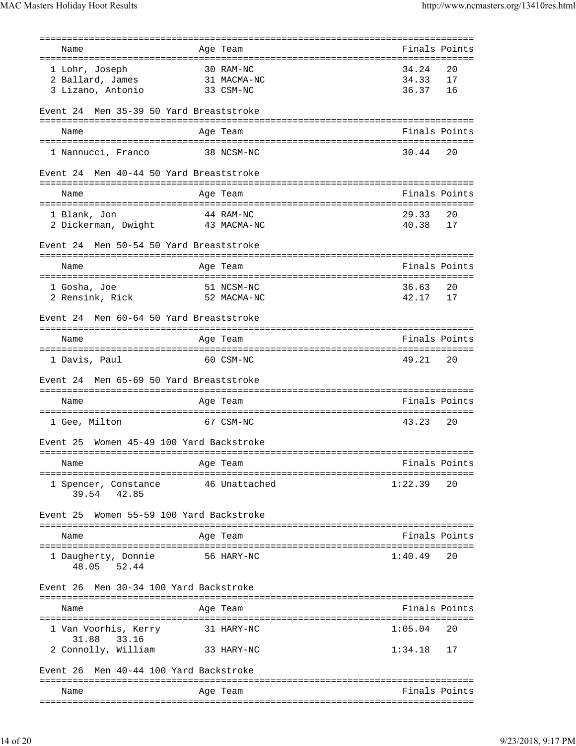| Name | Age | Team | Finals | Points |
|---|---|---|---|---|
| 1 Lohr, Joseph | 30 | RAM-NC | 34.24 | 20 |
| 2 Ballard, James | 31 | MACMA-NC | 34.33 | 17 |
| 3 Lizano, Antonio | 33 | CSM-NC | 36.37 | 16 |

Event 24 Men 35-39 50 Yard Breaststroke

| Name | Age | Team | Finals | Points |
|---|---|---|---|---|
| 1 Nannucci, Franco | 38 | NCSM-NC | 30.44 | 20 |

Event 24 Men 40-44 50 Yard Breaststroke

| Name | Age | Team | Finals | Points |
|---|---|---|---|---|
| 1 Blank, Jon | 44 | RAM-NC | 29.33 | 20 |
| 2 Dickerman, Dwight | 43 | MACMA-NC | 40.38 | 17 |

Event 24 Men 50-54 50 Yard Breaststroke

| Name | Age | Team | Finals | Points |
|---|---|---|---|---|
| 1 Gosha, Joe | 51 | NCSM-NC | 36.63 | 20 |
| 2 Rensink, Rick | 52 | MACMA-NC | 42.17 | 17 |

Event 24 Men 60-64 50 Yard Breaststroke

| Name | Age | Team | Finals | Points |
|---|---|---|---|---|
| 1 Davis, Paul | 60 | CSM-NC | 49.21 | 20 |

Event 24 Men 65-69 50 Yard Breaststroke

| Name | Age | Team | Finals | Points |
|---|---|---|---|---|
| 1 Gee, Milton | 67 | CSM-NC | 43.23 | 20 |

Event 25 Women 45-49 100 Yard Backstroke

| Name | Age | Team | Finals | Points |
|---|---|---|---|---|
| 1 Spencer, Constance | 46 | Unattached | 1:22.39 | 20 |
| 39.54 42.85 | | | | |

Event 25 Women 55-59 100 Yard Backstroke

| Name | Age | Team | Finals | Points |
|---|---|---|---|---|
| 1 Daugherty, Donnie | 56 | HARY-NC | 1:40.49 | 20 |
| 48.05 52.44 | | | | |

Event 26 Men 30-34 100 Yard Backstroke

| Name | Age | Team | Finals | Points |
|---|---|---|---|---|
| 1 Van Voorhis, Kerry | 31 | HARY-NC | 1:05.04 | 20 |
| 31.88 33.16 | | | | |
| 2 Connolly, William | 33 | HARY-NC | 1:34.18 | 17 |

Event 26 Men 40-44 100 Yard Backstroke

| Name | Age | Team | Finals | Points |
|---|---|---|---|---|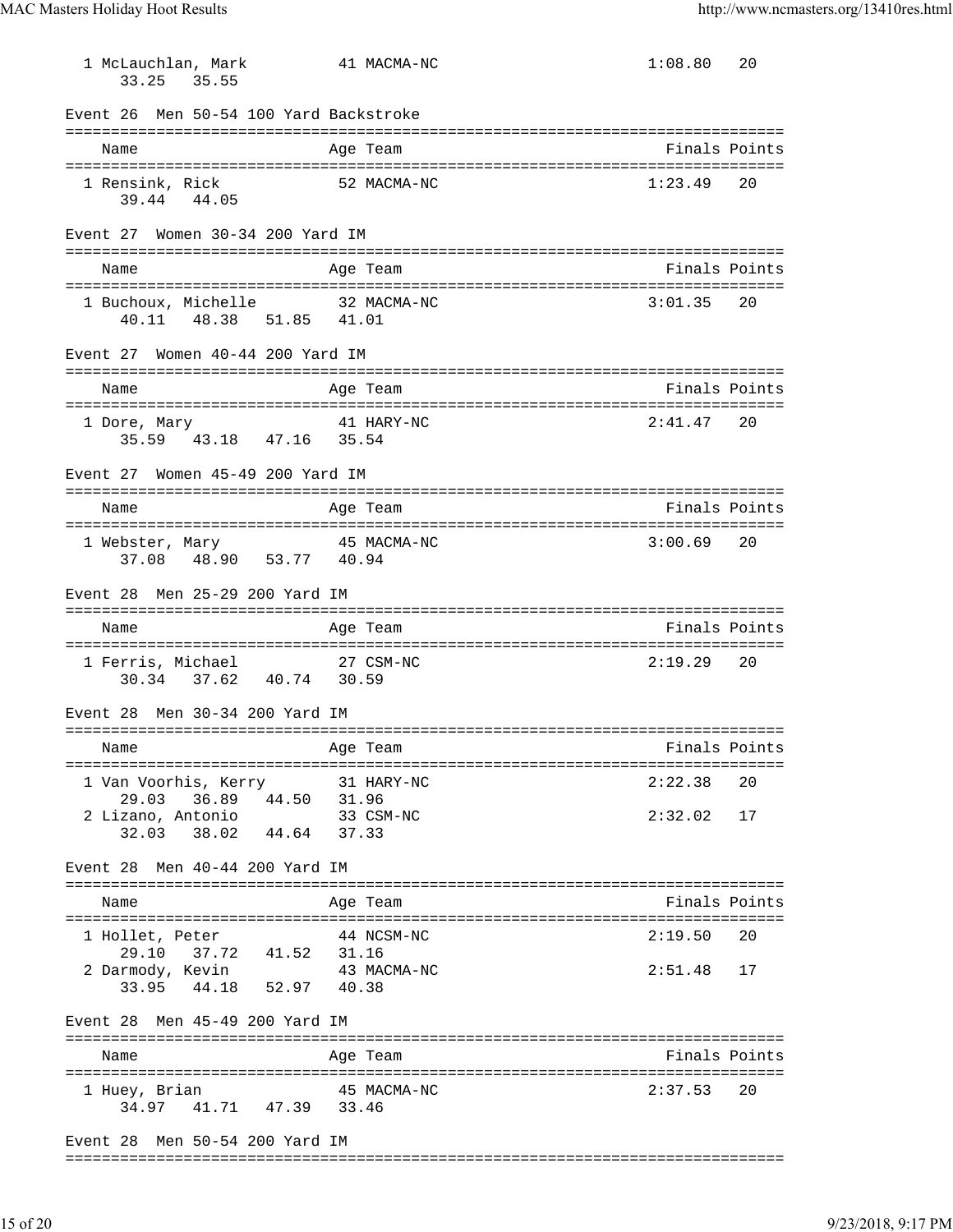| Name | Age | Team | Finals | Points |
|---|---|---|---|---|
| 1 McLauchlan, Mark | 41 | MACMA-NC | 1:08.80 | 20 |
| 33.25 35.55 | | | | |

## Event 26 Men 50-54 100 Yard Backstroke

| Name | Age | Team | Finals | Points |
|---|---|---|---|---|
| 1 Rensink, Rick | 52 | MACMA-NC | 1:23.49 | 20 |
| 39.44 44.05 | | | | |

## Event 27 Women 30-34 200 Yard IM

| Name | Age | Team | Finals | Points |
|---|---|---|---|---|
| 1 Buchoux, Michelle | 32 | MACMA-NC | 3:01.35 | 20 |
| 40.11 48.38 51.85 41.01 | | | | |

## Event 27 Women 40-44 200 Yard IM

| Name | Age | Team | Finals | Points |
|---|---|---|---|---|
| 1 Dore, Mary | 41 | HARY-NC | 2:41.47 | 20 |
| 35.59 43.18 47.16 35.54 | | | | |

## Event 27 Women 45-49 200 Yard IM

| Name | Age | Team | Finals | Points |
|---|---|---|---|---|
| 1 Webster, Mary | 45 | MACMA-NC | 3:00.69 | 20 |
| 37.08 48.90 53.77 40.94 | | | | |

## Event 28 Men 25-29 200 Yard IM

| Name | Age | Team | Finals | Points |
|---|---|---|---|---|
| 1 Ferris, Michael | 27 | CSM-NC | 2:19.29 | 20 |
| 30.34 37.62 40.74 30.59 | | | | |

## Event 28 Men 30-34 200 Yard IM

| Name | Age | Team | Finals | Points |
|---|---|---|---|---|
| 1 Van Voorhis, Kerry | 31 | HARY-NC | 2:22.38 | 20 |
| 29.03 36.89 44.50 31.96 | | | | |
| 2 Lizano, Antonio | 33 | CSM-NC | 2:32.02 | 17 |
| 32.03 38.02 44.64 37.33 | | | | |

## Event 28 Men 40-44 200 Yard IM

| Name | Age | Team | Finals | Points |
|---|---|---|---|---|
| 1 Hollet, Peter | 44 | NCSM-NC | 2:19.50 | 20 |
| 29.10 37.72 41.52 31.16 | | | | |
| 2 Darmody, Kevin | 43 | MACMA-NC | 2:51.48 | 17 |
| 33.95 44.18 52.97 40.38 | | | | |

## Event 28 Men 45-49 200 Yard IM

| Name | Age | Team | Finals | Points |
|---|---|---|---|---|
| 1 Huey, Brian | 45 | MACMA-NC | 2:37.53 | 20 |
| 34.97 41.71 47.39 33.46 | | | | |

## Event 28 Men 50-54 200 Yard IM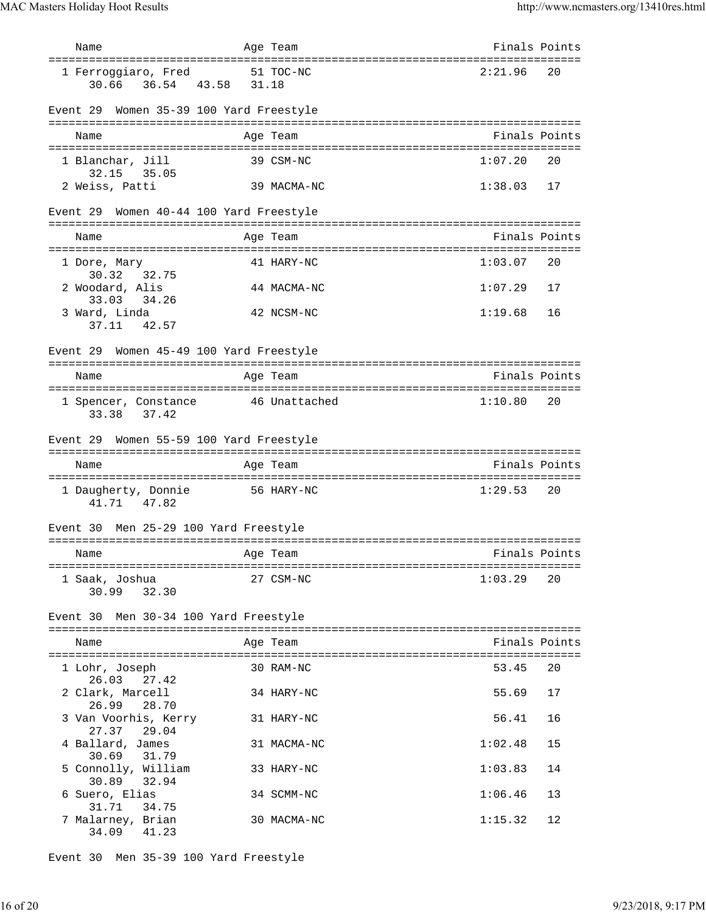| Name | Age | Team | Finals | Points |
|---|---|---|---|---|
| 1 Ferroggiaro, Fred | 51 | TOC-NC | 2:21.96 | 20 |
| 30.66 36.54 43.58 31.18 | | | | |

Event 29 Women 35-39 100 Yard Freestyle

| Name | Age | Team | Finals | Points |
|---|---|---|---|---|
| 1 Blanchar, Jill | 39 | CSM-NC | 1:07.20 | 20 |
| 32.15 35.05 | | | | |
| 2 Weiss, Patti | 39 | MACMA-NC | 1:38.03 | 17 |

Event 29 Women 40-44 100 Yard Freestyle

| Name | Age | Team | Finals | Points |
|---|---|---|---|---|
| 1 Dore, Mary | 41 | HARY-NC | 1:03.07 | 20 |
| 30.32 32.75 | | | | |
| 2 Woodard, Alis | 44 | MACMA-NC | 1:07.29 | 17 |
| 33.03 34.26 | | | | |
| 3 Ward, Linda | 42 | NCSM-NC | 1:19.68 | 16 |
| 37.11 42.57 | | | | |

Event 29 Women 45-49 100 Yard Freestyle

| Name | Age | Team | Finals | Points |
|---|---|---|---|---|
| 1 Spencer, Constance | 46 | Unattached | 1:10.80 | 20 |
| 33.38 37.42 | | | | |

Event 29 Women 55-59 100 Yard Freestyle

| Name | Age | Team | Finals | Points |
|---|---|---|---|---|
| 1 Daugherty, Donnie | 56 | HARY-NC | 1:29.53 | 20 |
| 41.71 47.82 | | | | |

Event 30 Men 25-29 100 Yard Freestyle

| Name | Age | Team | Finals | Points |
|---|---|---|---|---|
| 1 Saak, Joshua | 27 | CSM-NC | 1:03.29 | 20 |
| 30.99 32.30 | | | | |

Event 30 Men 30-34 100 Yard Freestyle

| Name | Age | Team | Finals | Points |
|---|---|---|---|---|
| 1 Lohr, Joseph | 30 | RAM-NC | 53.45 | 20 |
| 26.03 27.42 | | | | |
| 2 Clark, Marcell | 34 | HARY-NC | 55.69 | 17 |
| 26.99 28.70 | | | | |
| 3 Van Voorhis, Kerry | 31 | HARY-NC | 56.41 | 16 |
| 27.37 29.04 | | | | |
| 4 Ballard, James | 31 | MACMA-NC | 1:02.48 | 15 |
| 30.69 31.79 | | | | |
| 5 Connolly, William | 33 | HARY-NC | 1:03.83 | 14 |
| 30.89 32.94 | | | | |
| 6 Suero, Elias | 34 | SCMM-NC | 1:06.46 | 13 |
| 31.71 34.75 | | | | |
| 7 Malarney, Brian | 30 | MACMA-NC | 1:15.32 | 12 |
| 34.09 41.23 | | | | |

Event 30 Men 35-39 100 Yard Freestyle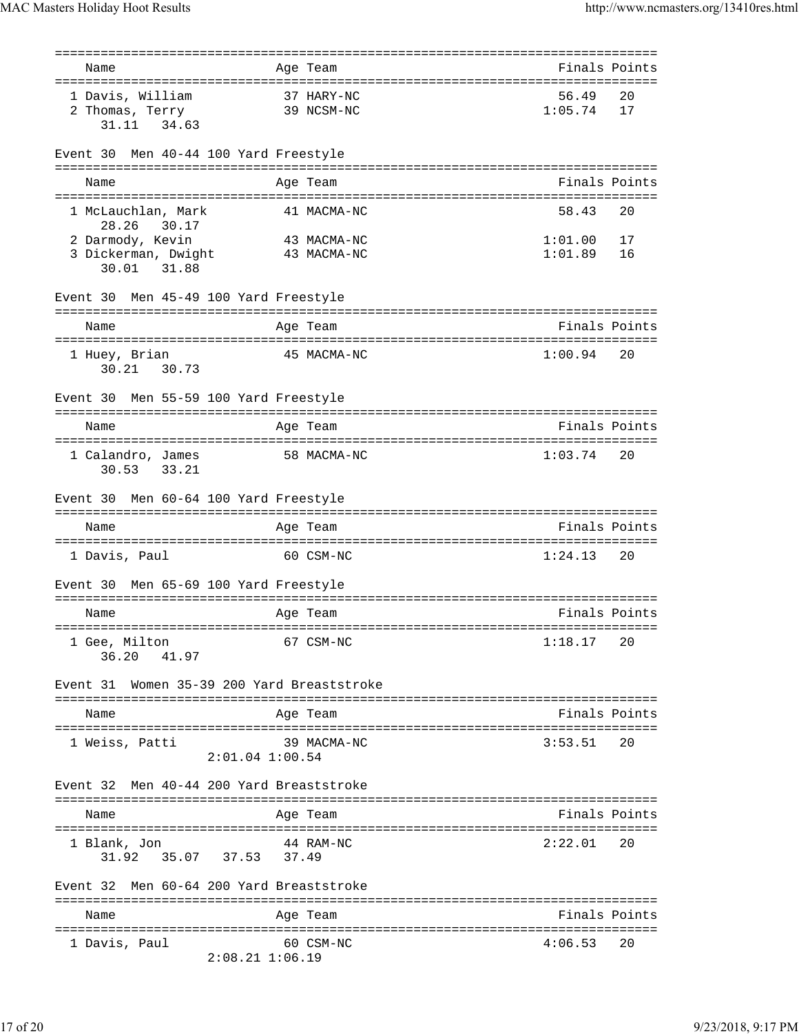| Name | Age | Team | Finals | Points |
|---|---|---|---|---|
| 1 Davis, William | 37 | HARY-NC | 56.49 | 20 |
| 2 Thomas, Terry | 39 | NCSM-NC | 1:05.74 | 17 |
| 31.11  34.63 | | | | |

### Event 30  Men 40-44 100 Yard Freestyle

| Name | Age | Team | Finals | Points |
|---|---|---|---|---|
| 1 McLauchlan, Mark | 41 | MACMA-NC | 58.43 | 20 |
| 28.26  30.17 | | | | |
| 2 Darmody, Kevin | 43 | MACMA-NC | 1:01.00 | 17 |
| 3 Dickerman, Dwight | 43 | MACMA-NC | 1:01.89 | 16 |
| 30.01  31.88 | | | | |

### Event 30  Men 45-49 100 Yard Freestyle

| Name | Age | Team | Finals | Points |
|---|---|---|---|---|
| 1 Huey, Brian | 45 | MACMA-NC | 1:00.94 | 20 |
| 30.21  30.73 | | | | |

### Event 30  Men 55-59 100 Yard Freestyle

| Name | Age | Team | Finals | Points |
|---|---|---|---|---|
| 1 Calandro, James | 58 | MACMA-NC | 1:03.74 | 20 |
| 30.53  33.21 | | | | |

### Event 30  Men 60-64 100 Yard Freestyle

| Name | Age | Team | Finals | Points |
|---|---|---|---|---|
| 1 Davis, Paul | 60 | CSM-NC | 1:24.13 | 20 |

### Event 30  Men 65-69 100 Yard Freestyle

| Name | Age | Team | Finals | Points |
|---|---|---|---|---|
| 1 Gee, Milton | 67 | CSM-NC | 1:18.17 | 20 |
| 36.20  41.97 | | | | |

### Event 31  Women 35-39 200 Yard Breaststroke

| Name | Age | Team | Finals | Points |
|---|---|---|---|---|
| 1 Weiss, Patti | 39 | MACMA-NC | 3:53.51 | 20 |
| 2:01.04 1:00.54 | | | | |

### Event 32  Men 40-44 200 Yard Breaststroke

| Name | Age | Team | Finals | Points |
|---|---|---|---|---|
| 1 Blank, Jon | 44 | RAM-NC | 2:22.01 | 20 |
| 31.92  35.07  37.53  37.49 | | | | |

### Event 32  Men 60-64 200 Yard Breaststroke

| Name | Age | Team | Finals | Points |
|---|---|---|---|---|
| 1 Davis, Paul | 60 | CSM-NC | 4:06.53 | 20 |
| 2:08.21 1:06.19 | | | | |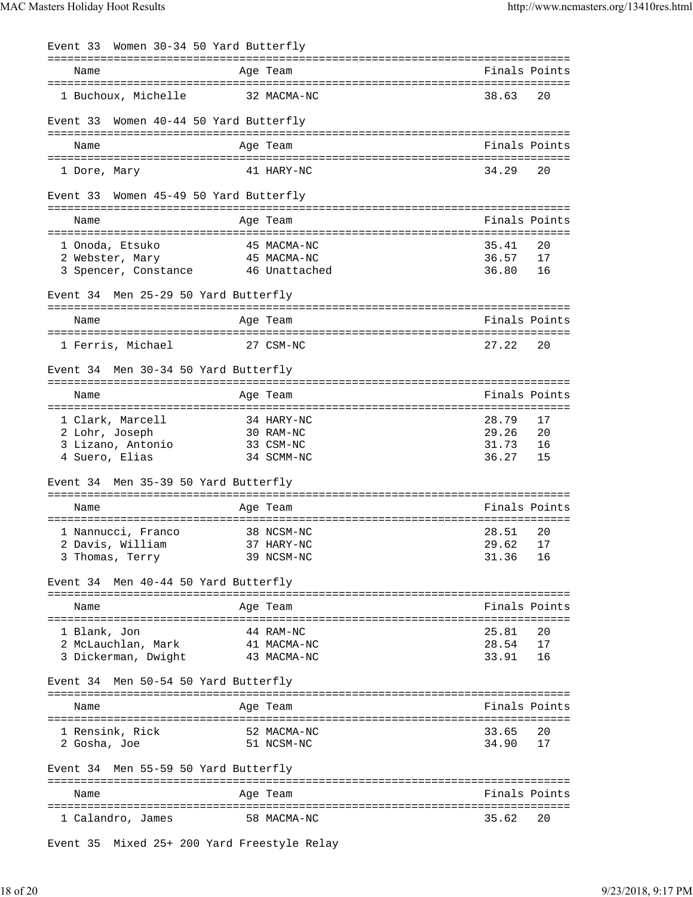Event 33 Women 30-34 50 Yard Butterfly

| Name | Age | Team | Finals | Points |
|---|---|---|---|---|
| 1 Buchoux, Michelle | 32 | MACMA-NC | 38.63 | 20 |

Event 33 Women 40-44 50 Yard Butterfly

| Name | Age | Team | Finals | Points |
|---|---|---|---|---|
| 1 Dore, Mary | 41 | HARY-NC | 34.29 | 20 |

Event 33 Women 45-49 50 Yard Butterfly

| Name | Age | Team | Finals | Points |
|---|---|---|---|---|
| 1 Onoda, Etsuko | 45 | MACMA-NC | 35.41 | 20 |
| 2 Webster, Mary | 45 | MACMA-NC | 36.57 | 17 |
| 3 Spencer, Constance | 46 | Unattached | 36.80 | 16 |

Event 34 Men 25-29 50 Yard Butterfly

| Name | Age | Team | Finals | Points |
|---|---|---|---|---|
| 1 Ferris, Michael | 27 | CSM-NC | 27.22 | 20 |

Event 34 Men 30-34 50 Yard Butterfly

| Name | Age | Team | Finals | Points |
|---|---|---|---|---|
| 1 Clark, Marcell | 34 | HARY-NC | 28.79 | 17 |
| 2 Lohr, Joseph | 30 | RAM-NC | 29.26 | 20 |
| 3 Lizano, Antonio | 33 | CSM-NC | 31.73 | 16 |
| 4 Suero, Elias | 34 | SCMM-NC | 36.27 | 15 |

Event 34 Men 35-39 50 Yard Butterfly

| Name | Age | Team | Finals | Points |
|---|---|---|---|---|
| 1 Nannucci, Franco | 38 | NCSM-NC | 28.51 | 20 |
| 2 Davis, William | 37 | HARY-NC | 29.62 | 17 |
| 3 Thomas, Terry | 39 | NCSM-NC | 31.36 | 16 |

Event 34 Men 40-44 50 Yard Butterfly

| Name | Age | Team | Finals | Points |
|---|---|---|---|---|
| 1 Blank, Jon | 44 | RAM-NC | 25.81 | 20 |
| 2 McLauchlan, Mark | 41 | MACMA-NC | 28.54 | 17 |
| 3 Dickerman, Dwight | 43 | MACMA-NC | 33.91 | 16 |

Event 34 Men 50-54 50 Yard Butterfly

| Name | Age | Team | Finals | Points |
|---|---|---|---|---|
| 1 Rensink, Rick | 52 | MACMA-NC | 33.65 | 20 |
| 2 Gosha, Joe | 51 | NCSM-NC | 34.90 | 17 |

Event 34 Men 55-59 50 Yard Butterfly

| Name | Age | Team | Finals | Points |
|---|---|---|---|---|
| 1 Calandro, James | 58 | MACMA-NC | 35.62 | 20 |

Event 35 Mixed 25+ 200 Yard Freestyle Relay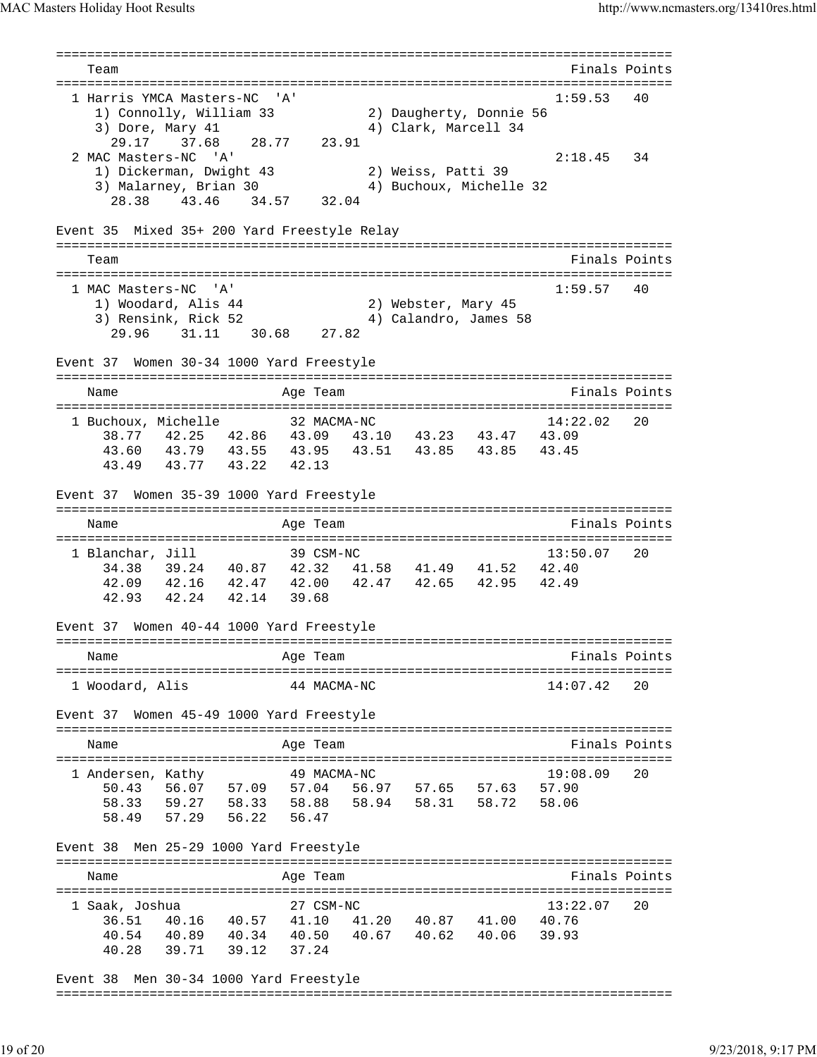| Team | Finals | Points |
|---|---|---|
| 1 Harris YMCA Masters-NC 'A' | 1:59.53 | 40 |
| 1) Connolly, William 33; 2) Daugherty, Donnie 56; 3) Dore, Mary 41; 4) Clark, Marcell 34 | | |
| 29.17 37.68 28.77 23.91 | | |
| 2 MAC Masters-NC 'A' | 2:18.45 | 34 |
| 1) Dickerman, Dwight 43; 2) Weiss, Patti 39; 3) Malarney, Brian 30; 4) Buchoux, Michelle 32 | | |
| 28.38 43.46 34.57 32.04 | | |

Event 35 Mixed 35+ 200 Yard Freestyle Relay

| Team | Finals | Points |
|---|---|---|
| 1 MAC Masters-NC 'A' | 1:59.57 | 40 |
| 1) Woodard, Alis 44; 2) Webster, Mary 45; 3) Rensink, Rick 52; 4) Calandro, James 58 | | |
| 29.96 31.11 30.68 27.82 | | |

Event 37 Women 30-34 1000 Yard Freestyle

| Name | Age | Team | Finals | Points |
|---|---|---|---|---|
| 1 Buchoux, Michelle | 32 | MACMA-NC | 14:22.02 | 20 |

38.77 42.25 42.86 43.09 43.10 43.23 43.47 43.09
43.60 43.79 43.55 43.95 43.51 43.85 43.85 43.45
43.49 43.77 43.22 42.13

Event 37 Women 35-39 1000 Yard Freestyle

| Name | Age | Team | Finals | Points |
|---|---|---|---|---|
| 1 Blanchar, Jill | 39 | CSM-NC | 13:50.07 | 20 |

34.38 39.24 40.87 42.32 41.58 41.49 41.52 42.40
42.09 42.16 42.47 42.00 42.47 42.65 42.95 42.49
42.93 42.24 42.14 39.68

Event 37 Women 40-44 1000 Yard Freestyle

| Name | Age | Team | Finals | Points |
|---|---|---|---|---|
| 1 Woodard, Alis | 44 | MACMA-NC | 14:07.42 | 20 |

Event 37 Women 45-49 1000 Yard Freestyle

| Name | Age | Team | Finals | Points |
|---|---|---|---|---|
| 1 Andersen, Kathy | 49 | MACMA-NC | 19:08.09 | 20 |

50.43 56.07 57.09 57.04 56.97 57.65 57.63 57.90
58.33 59.27 58.33 58.88 58.94 58.31 58.72 58.06
58.49 57.29 56.22 56.47

Event 38 Men 25-29 1000 Yard Freestyle

| Name | Age | Team | Finals | Points |
|---|---|---|---|---|
| 1 Saak, Joshua | 27 | CSM-NC | 13:22.07 | 20 |

36.51 40.16 40.57 41.10 41.20 40.87 41.00 40.76
40.54 40.89 40.34 40.50 40.67 40.62 40.06 39.93
40.28 39.71 39.12 37.24

Event 38 Men 30-34 1000 Yard Freestyle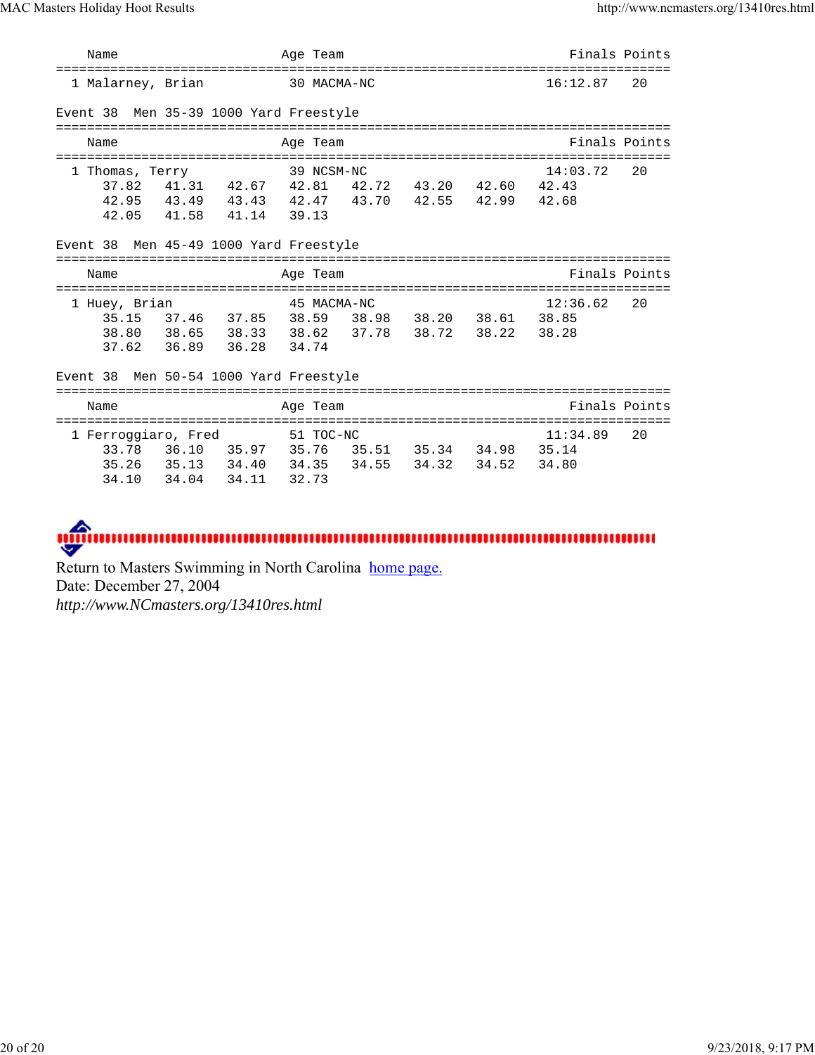```
    Name                    Age Team                            Finals Points
===============================================================================
  1 Malarney, Brian          30 MACMA-NC                      16:12.87   20

Event 38  Men 35-39 1000 Yard Freestyle
===============================================================================
    Name                    Age Team                            Finals Points
===============================================================================
  1 Thomas, Terry            39 NCSM-NC                       14:03.72   20
      37.82    41.31    42.67    42.81    42.72    43.20    42.60    42.43
      42.95    43.49    43.43    42.47    43.70    42.55    42.99    42.68
      42.05    41.58    41.14    39.13

Event 38  Men 45-49 1000 Yard Freestyle
===============================================================================
    Name                    Age Team                            Finals Points
===============================================================================
  1 Huey, Brian              45 MACMA-NC                      12:36.62   20
      35.15    37.46    37.85    38.59    38.98    38.20    38.61    38.85
      38.80    38.65    38.33    38.62    37.78    38.72    38.22    38.28
      37.62    36.89    36.28    34.74

Event 38  Men 50-54 1000 Yard Freestyle
===============================================================================
    Name                    Age Team                            Finals Points
===============================================================================
  1 Ferroggiaro, Fred        51 TOC-NC                        11:34.89   20
      33.78    36.10    35.97    35.76    35.51    35.34    34.98    35.14
      35.26    35.13    34.40    34.35    34.55    34.32    34.52    34.80
      34.10    34.04    34.11    32.73
```

Return to Masters Swimming in North Carolina [home page.](http://www.NCmasters.org)
Date: December 27, 2004
*http://www.NCmasters.org/13410res.html*